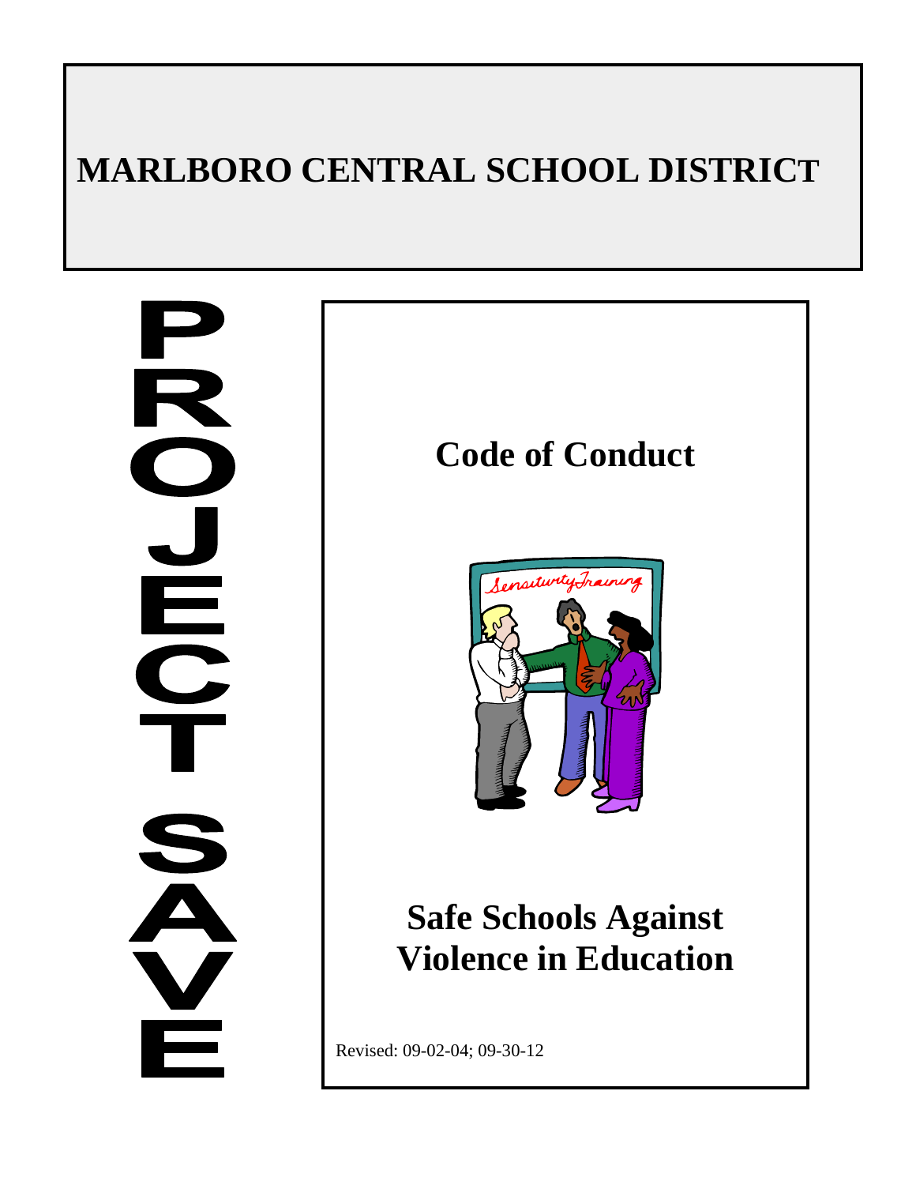# MARLBORO CENTRAL SCHOOL DISTRICT

PROJECT SAVE

## Code of Conduct

## Safe Schools Against Violence in Education

Revised: 09-02-04; 09-30-12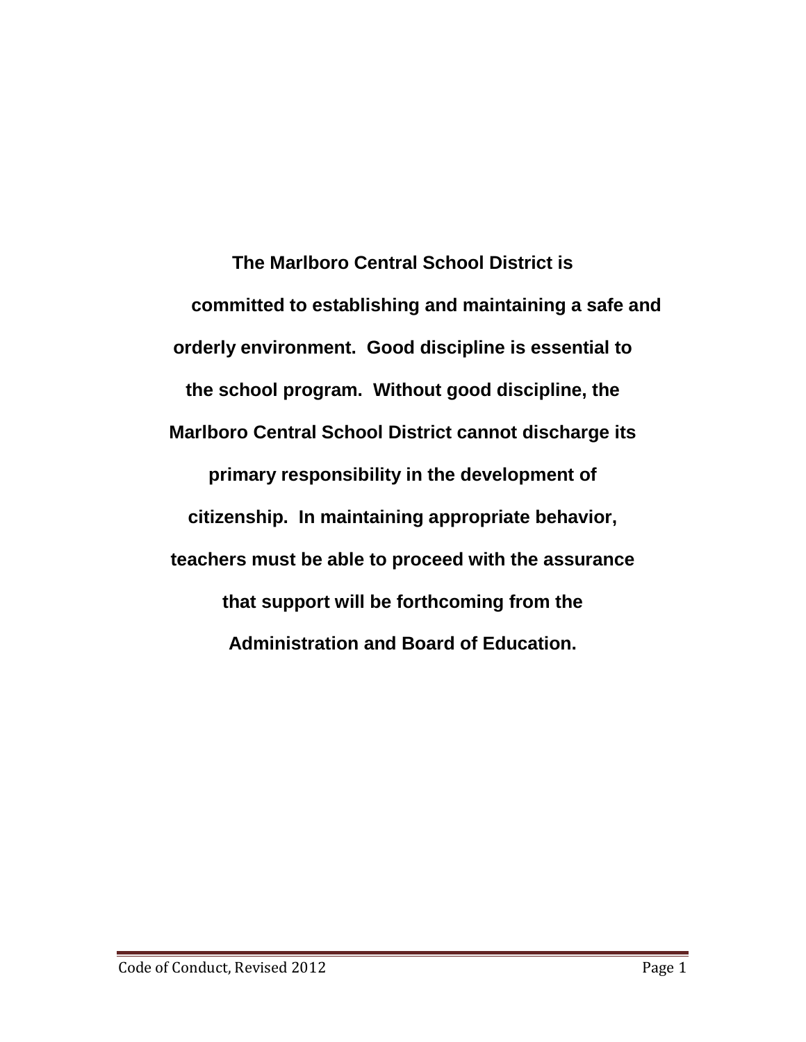**The Marlboro Central School District is committed to establishing and maintaining a safe and orderly environment. Good discipline is essential to the school program. Without good discipline, the Marlboro Central School District cannot discharge its primary responsibility in the development of citizenship. In maintaining appropriate behavior, teachers must be able to proceed with the assurance that support will be forthcoming from the Administration and Board of Education.**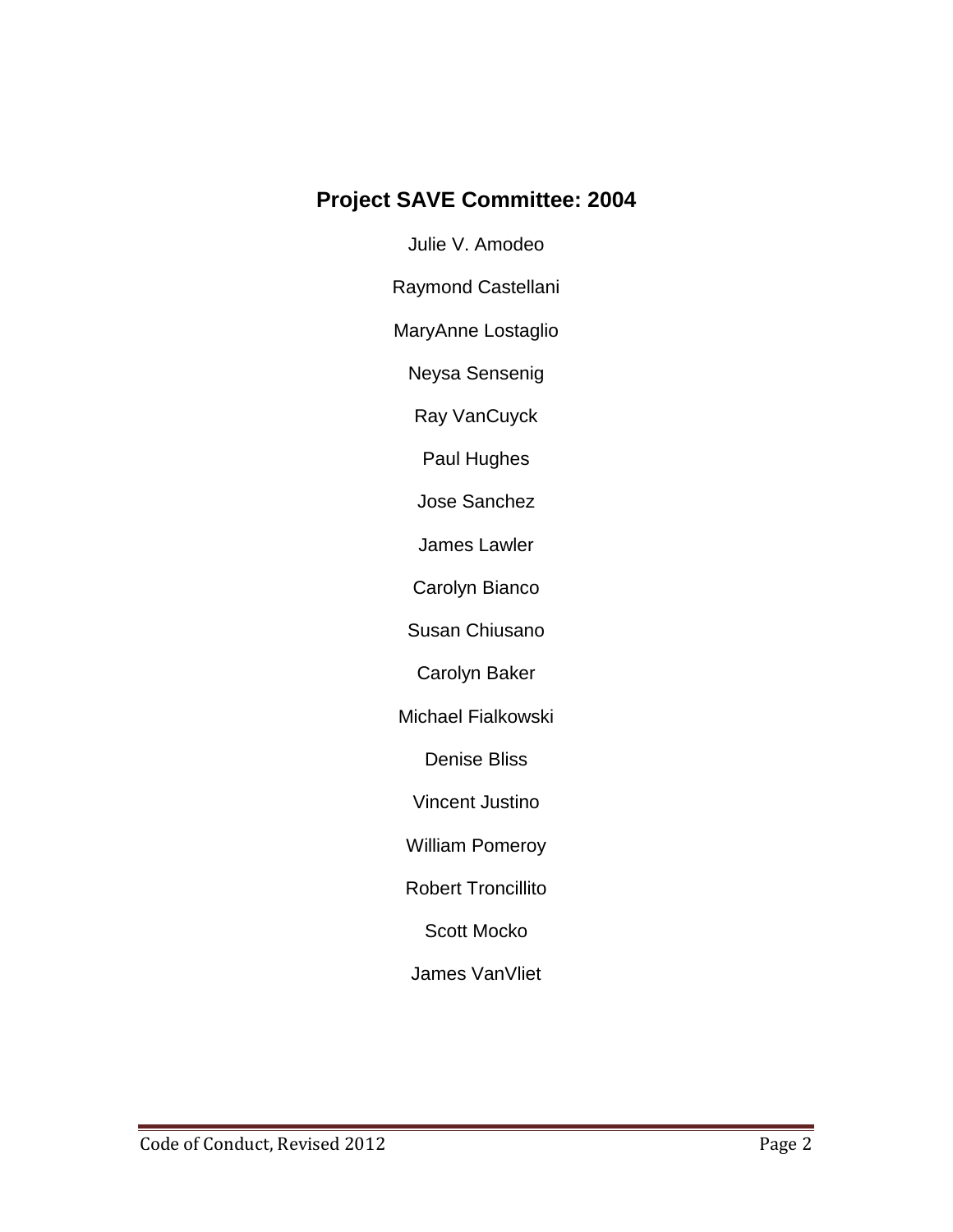## Project SAVE Committee: 2004

Julie V. Amodeo

Raymond Castellani

MaryAnne Lostaglio

Neysa Sensenig

Ray VanCuyck

Paul Hughes

Jose Sanchez

James Lawler

Carolyn Bianco

Susan Chiusano

Carolyn Baker

Michael Fialkowski

Denise Bliss

Vincent Justino

William Pomeroy

Robert Troncillito

Scott Mocko

James VanVliet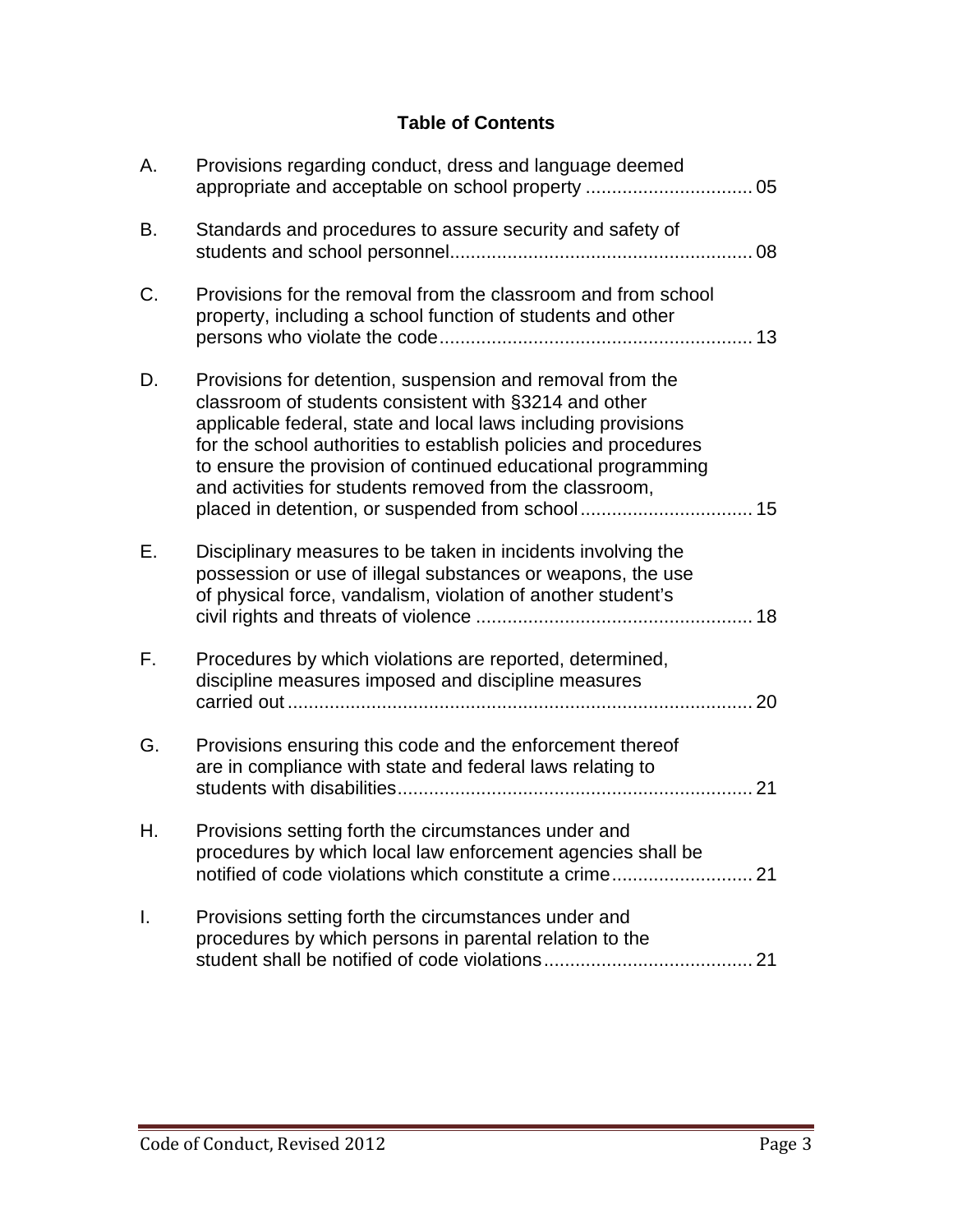**Table of Contents**

A. Provisions regarding conduct, dress and language deemed appropriate and acceptable on school property ................................ 05

B. Standards and procedures to assure security and safety of students and school personnel......................................................... 08

C. Provisions for the removal from the classroom and from school property, including a school function of students and other persons who violate the code........................................................... 13

D. Provisions for detention, suspension and removal from the classroom of students consistent with §3214 and other applicable federal, state and local laws including provisions for the school authorities to establish policies and procedures to ensure the provision of continued educational programming and activities for students removed from the classroom, placed in detention, or suspended from school................................. 15

E. Disciplinary measures to be taken in incidents involving the possession or use of illegal substances or weapons, the use of physical force, vandalism, violation of another student's civil rights and threats of violence ..................................................... 18

F. Procedures by which violations are reported, determined, discipline measures imposed and discipline measures carried out......................................................................................... 20

G. Provisions ensuring this code and the enforcement thereof are in compliance with state and federal laws relating to students with disabilities.................................................................... 21

H. Provisions setting forth the circumstances under and procedures by which local law enforcement agencies shall be notified of code violations which constitute a crime........................... 21

I. Provisions setting forth the circumstances under and procedures by which persons in parental relation to the student shall be notified of code violations....................................... 21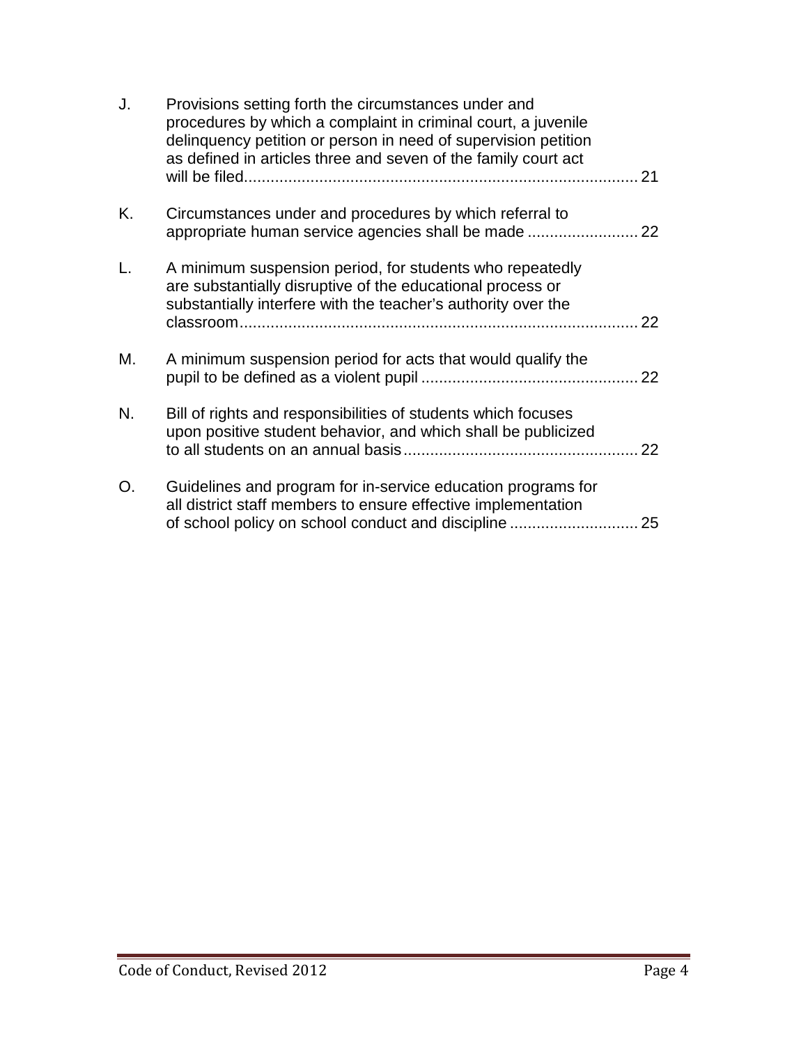J. Provisions setting forth the circumstances under and procedures by which a complaint in criminal court, a juvenile delinquency petition or person in need of supervision petition as defined in articles three and seven of the family court act will be filed........................................................................................ 21

K. Circumstances under and procedures by which referral to appropriate human service agencies shall be made ......................... 22

L. A minimum suspension period, for students who repeatedly are substantially disruptive of the educational process or substantially interfere with the teacher's authority over the classroom......................................................................................... 22

M. A minimum suspension period for acts that would qualify the pupil to be defined as a violent pupil ................................................ 22

N. Bill of rights and responsibilities of students which focuses upon positive student behavior, and which shall be publicized to all students on an annual basis..................................................... 22

O. Guidelines and program for in-service education programs for all district staff members to ensure effective implementation of school policy on school conduct and discipline ............................ 25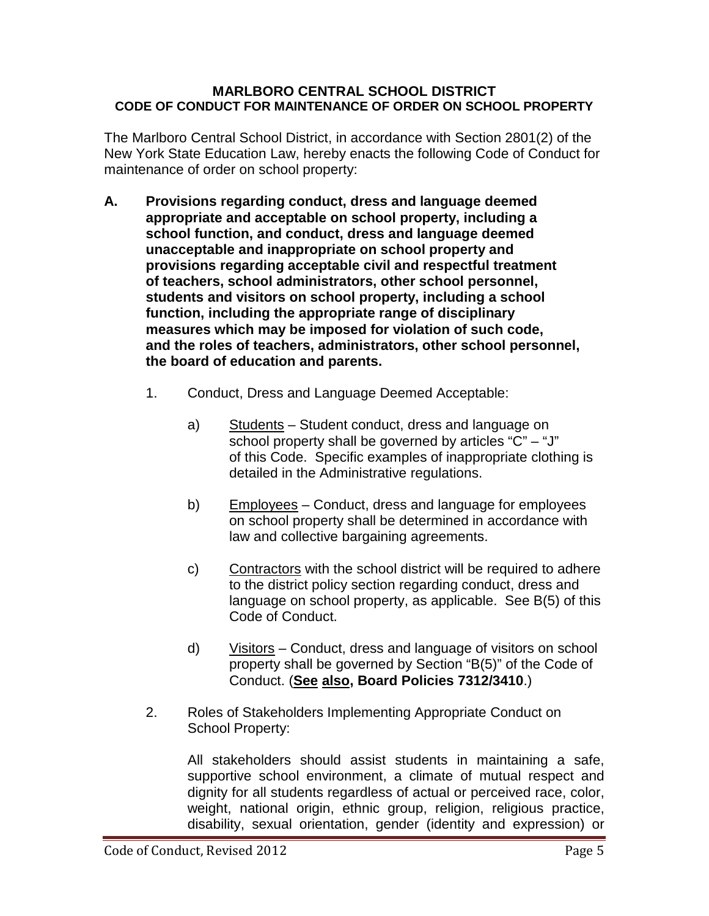**MARLBORO CENTRAL SCHOOL DISTRICT**
**CODE OF CONDUCT FOR MAINTENANCE OF ORDER ON SCHOOL PROPERTY**

The Marlboro Central School District, in accordance with Section 2801(2) of the New York State Education Law, hereby enacts the following Code of Conduct for maintenance of order on school property:

**A. Provisions regarding conduct, dress and language deemed appropriate and acceptable on school property, including a school function, and conduct, dress and language deemed unacceptable and inappropriate on school property and provisions regarding acceptable civil and respectful treatment of teachers, school administrators, other school personnel, students and visitors on school property, including a school function, including the appropriate range of disciplinary measures which may be imposed for violation of such code, and the roles of teachers, administrators, other school personnel, the board of education and parents.**

1. Conduct, Dress and Language Deemed Acceptable:

   a) <u>Students</u> – Student conduct, dress and language on school property shall be governed by articles "C" – "J" of this Code. Specific examples of inappropriate clothing is detailed in the Administrative regulations.

   b) <u>Employees</u> – Conduct, dress and language for employees on school property shall be determined in accordance with law and collective bargaining agreements.

   c) <u>Contractors</u> with the school district will be required to adhere to the district policy section regarding conduct, dress and language on school property, as applicable. See B(5) of this Code of Conduct.

   d) <u>Visitors</u> – Conduct, dress and language of visitors on school property shall be governed by Section "B(5)" of the Code of Conduct. (**<u>See</u> <u>also</u>, Board Policies 7312/3410**.)

2. Roles of Stakeholders Implementing Appropriate Conduct on School Property:

   All stakeholders should assist students in maintaining a safe, supportive school environment, a climate of mutual respect and dignity for all students regardless of actual or perceived race, color, weight, national origin, ethnic group, religion, religious practice, disability, sexual orientation, gender (identity and expression) or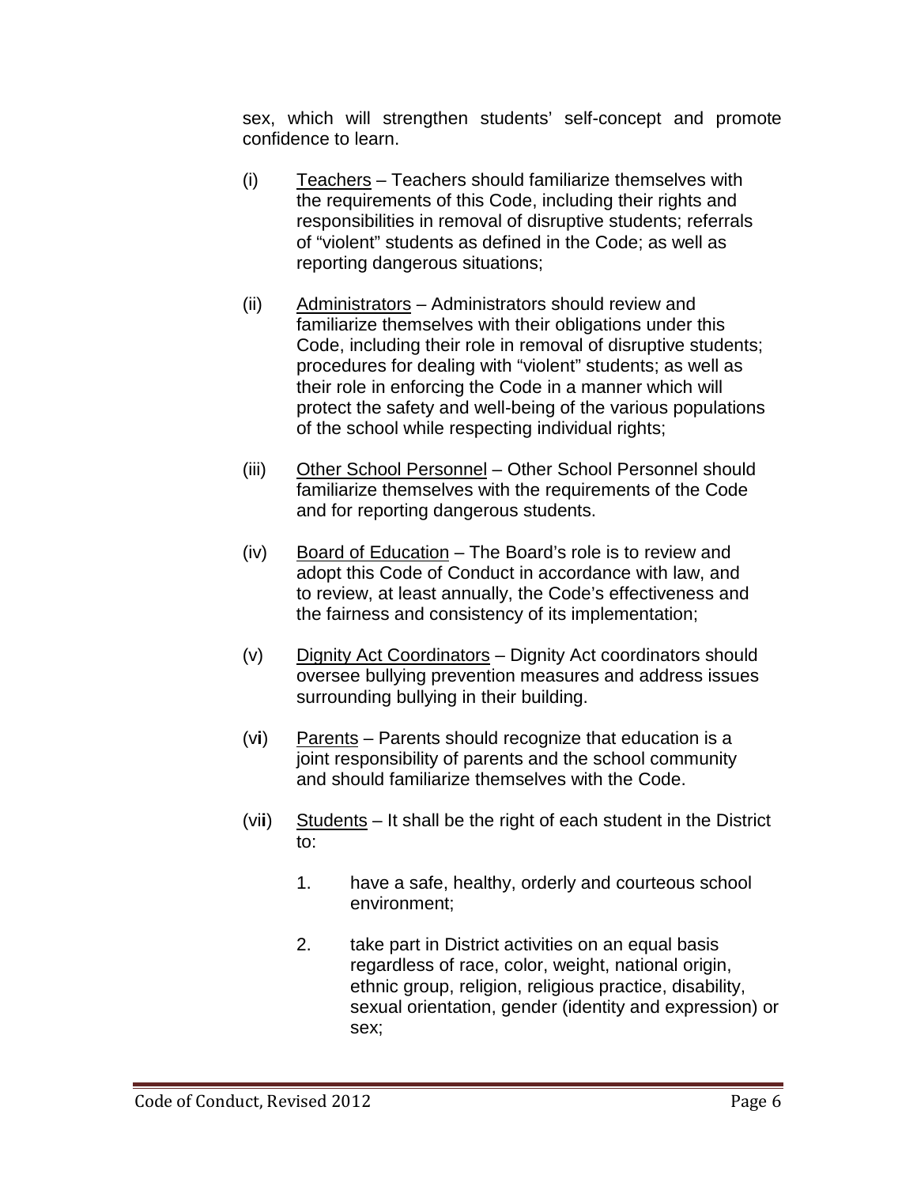sex, which will strengthen students' self-concept and promote confidence to learn.

(i) Teachers – Teachers should familiarize themselves with the requirements of this Code, including their rights and responsibilities in removal of disruptive students; referrals of "violent" students as defined in the Code; as well as reporting dangerous situations;

(ii) Administrators – Administrators should review and familiarize themselves with their obligations under this Code, including their role in removal of disruptive students; procedures for dealing with "violent" students; as well as their role in enforcing the Code in a manner which will protect the safety and well-being of the various populations of the school while respecting individual rights;

(iii) Other School Personnel – Other School Personnel should familiarize themselves with the requirements of the Code and for reporting dangerous students.

(iv) Board of Education – The Board's role is to review and adopt this Code of Conduct in accordance with law, and to review, at least annually, the Code's effectiveness and the fairness and consistency of its implementation;

(v) Dignity Act Coordinators – Dignity Act coordinators should oversee bullying prevention measures and address issues surrounding bullying in their building.

(vi) Parents – Parents should recognize that education is a joint responsibility of parents and the school community and should familiarize themselves with the Code.

(vii) Students – It shall be the right of each student in the District to:

1. have a safe, healthy, orderly and courteous school environment;

2. take part in District activities on an equal basis regardless of race, color, weight, national origin, ethnic group, religion, religious practice, disability, sexual orientation, gender (identity and expression) or sex;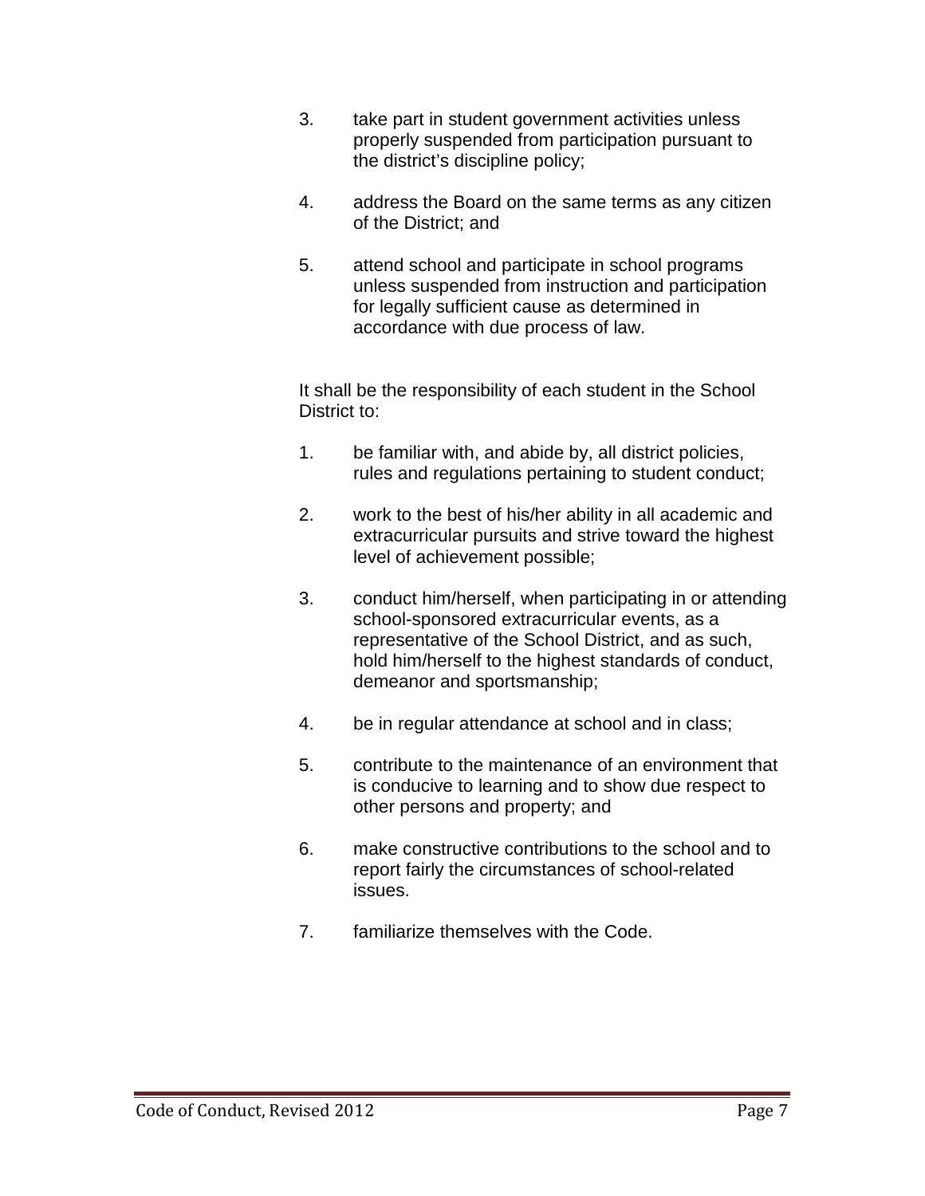3. take part in student government activities unless properly suspended from participation pursuant to the district's discipline policy;

4. address the Board on the same terms as any citizen of the District; and

5. attend school and participate in school programs unless suspended from instruction and participation for legally sufficient cause as determined in accordance with due process of law.

It shall be the responsibility of each student in the School District to:

1. be familiar with, and abide by, all district policies, rules and regulations pertaining to student conduct;

2. work to the best of his/her ability in all academic and extracurricular pursuits and strive toward the highest level of achievement possible;

3. conduct him/herself, when participating in or attending school-sponsored extracurricular events, as a representative of the School District, and as such, hold him/herself to the highest standards of conduct, demeanor and sportsmanship;

4. be in regular attendance at school and in class;

5. contribute to the maintenance of an environment that is conducive to learning and to show due respect to other persons and property; and

6. make constructive contributions to the school and to report fairly the circumstances of school-related issues.

7. familiarize themselves with the Code.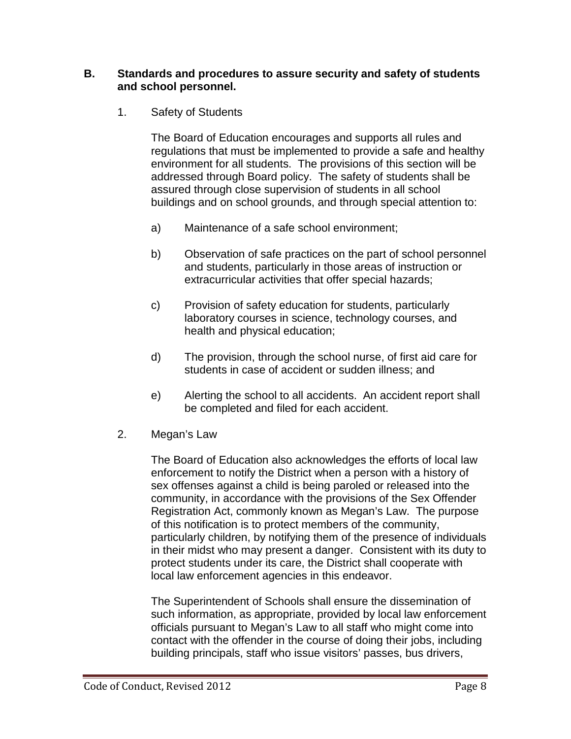**B. Standards and procedures to assure security and safety of students and school personnel.**

1. Safety of Students

   The Board of Education encourages and supports all rules and regulations that must be implemented to provide a safe and healthy environment for all students. The provisions of this section will be addressed through Board policy. The safety of students shall be assured through close supervision of students in all school buildings and on school grounds, and through special attention to:

   a) Maintenance of a safe school environment;

   b) Observation of safe practices on the part of school personnel and students, particularly in those areas of instruction or extracurricular activities that offer special hazards;

   c) Provision of safety education for students, particularly laboratory courses in science, technology courses, and health and physical education;

   d) The provision, through the school nurse, of first aid care for students in case of accident or sudden illness; and

   e) Alerting the school to all accidents. An accident report shall be completed and filed for each accident.

2. Megan's Law

   The Board of Education also acknowledges the efforts of local law enforcement to notify the District when a person with a history of sex offenses against a child is being paroled or released into the community, in accordance with the provisions of the Sex Offender Registration Act, commonly known as Megan's Law. The purpose of this notification is to protect members of the community, particularly children, by notifying them of the presence of individuals in their midst who may present a danger. Consistent with its duty to protect students under its care, the District shall cooperate with local law enforcement agencies in this endeavor.

   The Superintendent of Schools shall ensure the dissemination of such information, as appropriate, provided by local law enforcement officials pursuant to Megan's Law to all staff who might come into contact with the offender in the course of doing their jobs, including building principals, staff who issue visitors' passes, bus drivers,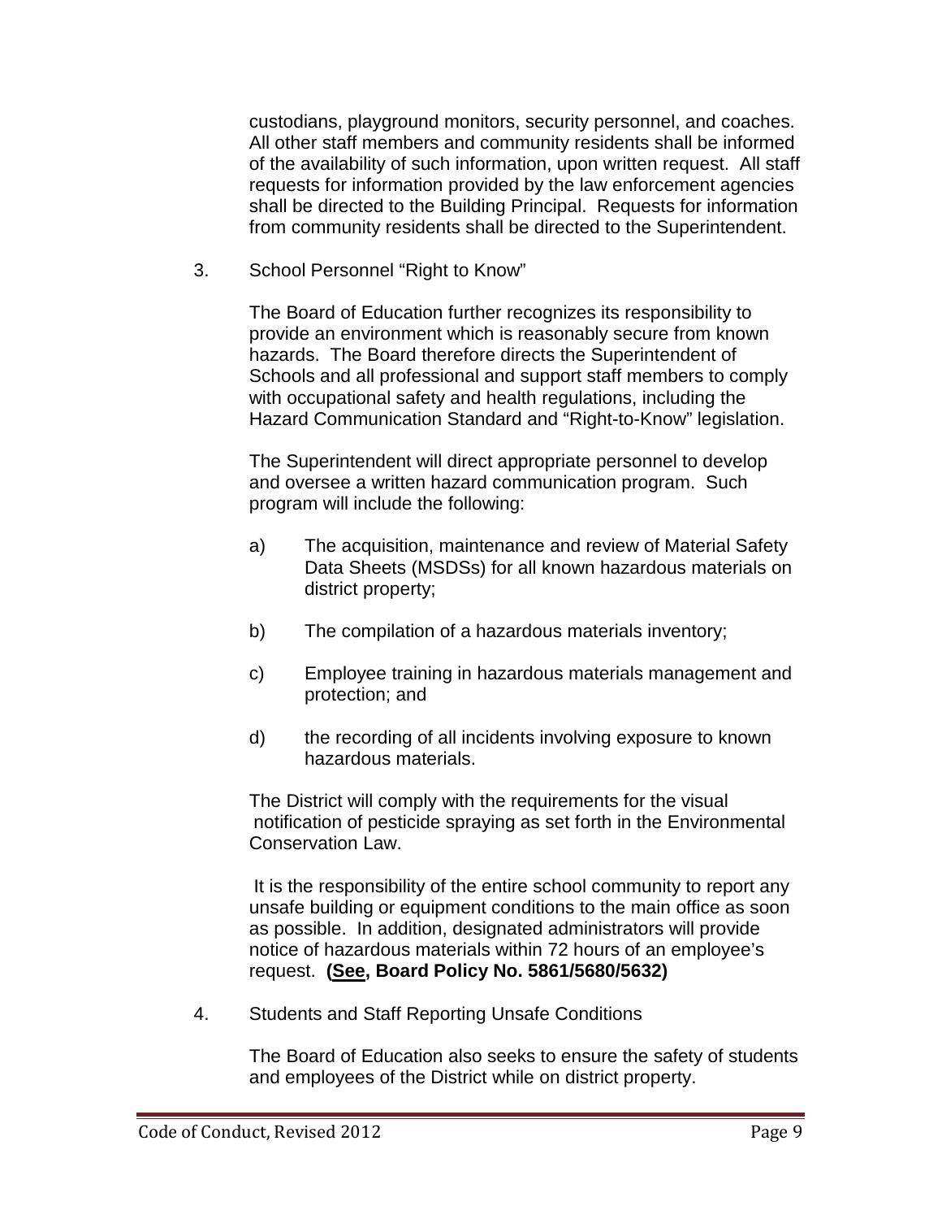custodians, playground monitors, security personnel, and coaches. All other staff members and community residents shall be informed of the availability of such information, upon written request. All staff requests for information provided by the law enforcement agencies shall be directed to the Building Principal. Requests for information from community residents shall be directed to the Superintendent.

3. School Personnel "Right to Know"

   The Board of Education further recognizes its responsibility to provide an environment which is reasonably secure from known hazards. The Board therefore directs the Superintendent of Schools and all professional and support staff members to comply with occupational safety and health regulations, including the Hazard Communication Standard and "Right-to-Know" legislation.

   The Superintendent will direct appropriate personnel to develop and oversee a written hazard communication program. Such program will include the following:

   a) The acquisition, maintenance and review of Material Safety Data Sheets (MSDSs) for all known hazardous materials on district property;

   b) The compilation of a hazardous materials inventory;

   c) Employee training in hazardous materials management and protection; and

   d) the recording of all incidents involving exposure to known hazardous materials.

   The District will comply with the requirements for the visual notification of pesticide spraying as set forth in the Environmental Conservation Law.

   It is the responsibility of the entire school community to report any unsafe building or equipment conditions to the main office as soon as possible. In addition, designated administrators will provide notice of hazardous materials within 72 hours of an employee's request. **(<u>See</u>, Board Policy No. 5861/5680/5632)**

4. Students and Staff Reporting Unsafe Conditions

   The Board of Education also seeks to ensure the safety of students and employees of the District while on district property.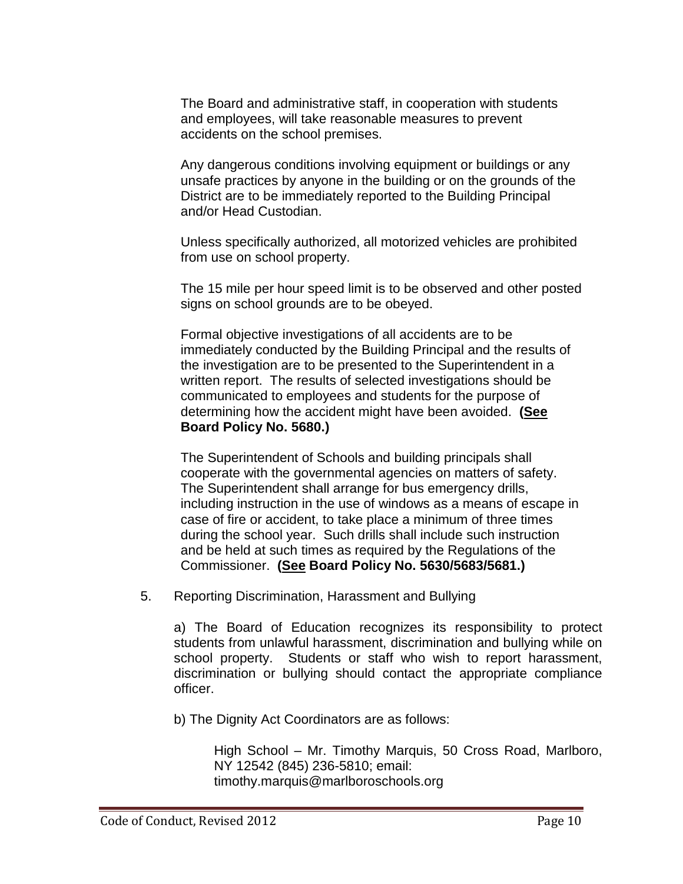The Board and administrative staff, in cooperation with students and employees, will take reasonable measures to prevent accidents on the school premises.

Any dangerous conditions involving equipment or buildings or any unsafe practices by anyone in the building or on the grounds of the District are to be immediately reported to the Building Principal and/or Head Custodian.

Unless specifically authorized, all motorized vehicles are prohibited from use on school property.

The 15 mile per hour speed limit is to be observed and other posted signs on school grounds are to be obeyed.

Formal objective investigations of all accidents are to be immediately conducted by the Building Principal and the results of the investigation are to be presented to the Superintendent in a written report. The results of selected investigations should be communicated to employees and students for the purpose of determining how the accident might have been avoided. **(See Board Policy No. 5680.)**

The Superintendent of Schools and building principals shall cooperate with the governmental agencies on matters of safety. The Superintendent shall arrange for bus emergency drills, including instruction in the use of windows as a means of escape in case of fire or accident, to take place a minimum of three times during the school year. Such drills shall include such instruction and be held at such times as required by the Regulations of the Commissioner. **(See Board Policy No. 5630/5683/5681.)**

5. Reporting Discrimination, Harassment and Bullying

a) The Board of Education recognizes its responsibility to protect students from unlawful harassment, discrimination and bullying while on school property. Students or staff who wish to report harassment, discrimination or bullying should contact the appropriate compliance officer.

b) The Dignity Act Coordinators are as follows:

High School – Mr. Timothy Marquis, 50 Cross Road, Marlboro, NY 12542 (845) 236-5810; email: timothy.marquis@marlboroschools.org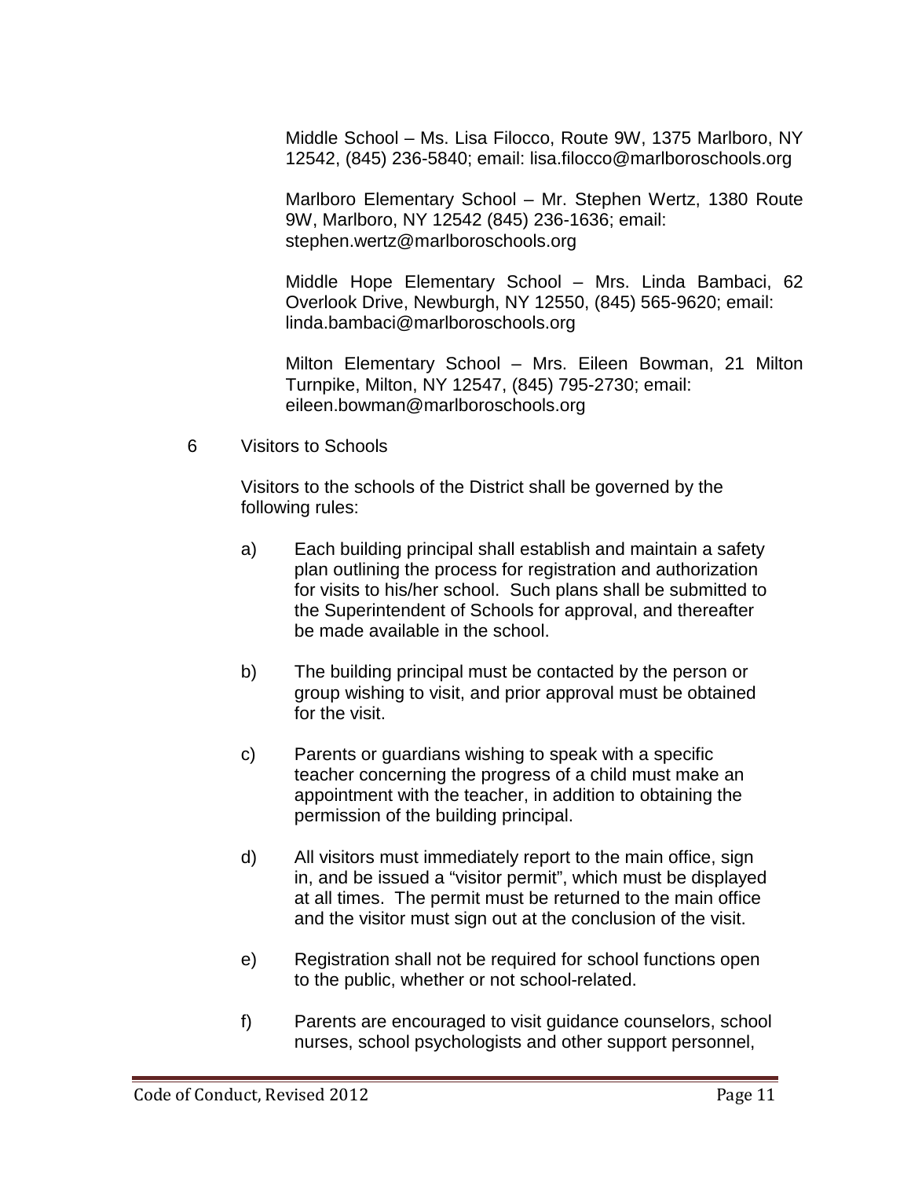Middle School – Ms. Lisa Filocco, Route 9W, 1375 Marlboro, NY 12542, (845) 236-5840; email: lisa.filocco@marlboroschools.org

Marlboro Elementary School – Mr. Stephen Wertz, 1380 Route 9W, Marlboro, NY 12542 (845) 236-1636; email: stephen.wertz@marlboroschools.org

Middle Hope Elementary School – Mrs. Linda Bambaci, 62 Overlook Drive, Newburgh, NY 12550, (845) 565-9620; email: linda.bambaci@marlboroschools.org

Milton Elementary School – Mrs. Eileen Bowman, 21 Milton Turnpike, Milton, NY 12547, (845) 795-2730; email: eileen.bowman@marlboroschools.org

6 Visitors to Schools

Visitors to the schools of the District shall be governed by the following rules:

a) Each building principal shall establish and maintain a safety plan outlining the process for registration and authorization for visits to his/her school. Such plans shall be submitted to the Superintendent of Schools for approval, and thereafter be made available in the school.

b) The building principal must be contacted by the person or group wishing to visit, and prior approval must be obtained for the visit.

c) Parents or guardians wishing to speak with a specific teacher concerning the progress of a child must make an appointment with the teacher, in addition to obtaining the permission of the building principal.

d) All visitors must immediately report to the main office, sign in, and be issued a "visitor permit", which must be displayed at all times. The permit must be returned to the main office and the visitor must sign out at the conclusion of the visit.

e) Registration shall not be required for school functions open to the public, whether or not school-related.

f) Parents are encouraged to visit guidance counselors, school nurses, school psychologists and other support personnel,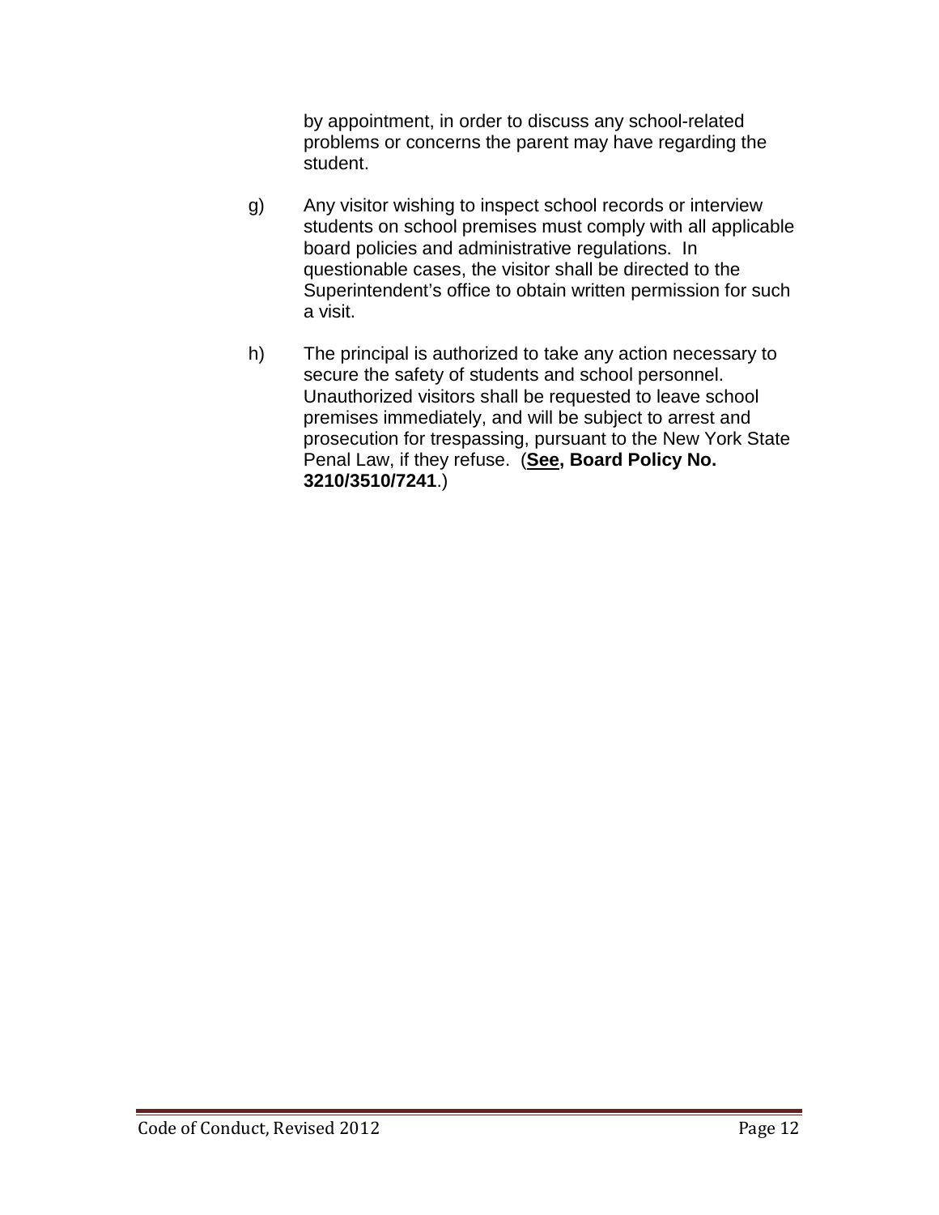by appointment, in order to discuss any school-related problems or concerns the parent may have regarding the student.

g) Any visitor wishing to inspect school records or interview students on school premises must comply with all applicable board policies and administrative regulations. In questionable cases, the visitor shall be directed to the Superintendent's office to obtain written permission for such a visit.

h) The principal is authorized to take any action necessary to secure the safety of students and school personnel. Unauthorized visitors shall be requested to leave school premises immediately, and will be subject to arrest and prosecution for trespassing, pursuant to the New York State Penal Law, if they refuse. (**See, Board Policy No. 3210/3510/7241**.)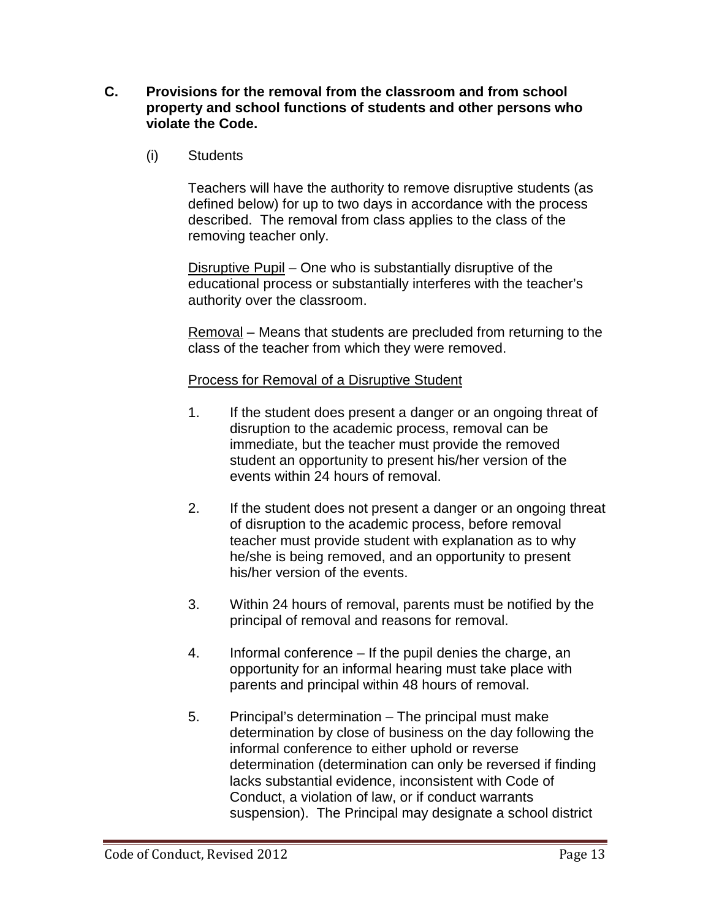## C. Provisions for the removal from the classroom and from school property and school functions of students and other persons who violate the Code.

### (i) Students

Teachers will have the authority to remove disruptive students (as defined below) for up to two days in accordance with the process described. The removal from class applies to the class of the removing teacher only.

Disruptive Pupil – One who is substantially disruptive of the educational process or substantially interferes with the teacher's authority over the classroom.

Removal – Means that students are precluded from returning to the class of the teacher from which they were removed.

Process for Removal of a Disruptive Student

1. If the student does present a danger or an ongoing threat of disruption to the academic process, removal can be immediate, but the teacher must provide the removed student an opportunity to present his/her version of the events within 24 hours of removal.

2. If the student does not present a danger or an ongoing threat of disruption to the academic process, before removal teacher must provide student with explanation as to why he/she is being removed, and an opportunity to present his/her version of the events.

3. Within 24 hours of removal, parents must be notified by the principal of removal and reasons for removal.

4. Informal conference – If the pupil denies the charge, an opportunity for an informal hearing must take place with parents and principal within 48 hours of removal.

5. Principal's determination – The principal must make determination by close of business on the day following the informal conference to either uphold or reverse determination (determination can only be reversed if finding lacks substantial evidence, inconsistent with Code of Conduct, a violation of law, or if conduct warrants suspension). The Principal may designate a school district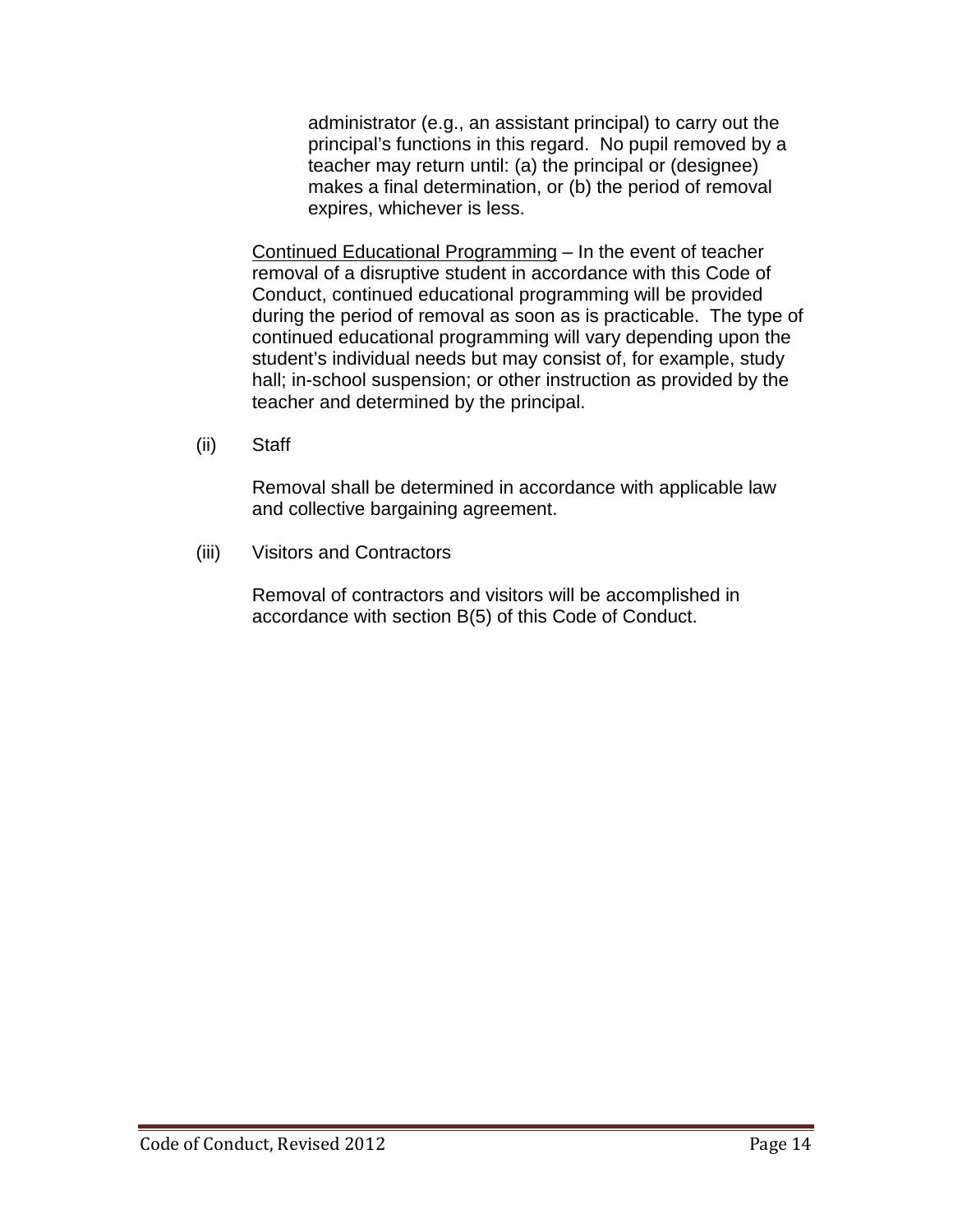administrator (e.g., an assistant principal) to carry out the principal's functions in this regard. No pupil removed by a teacher may return until: (a) the principal or (designee) makes a final determination, or (b) the period of removal expires, whichever is less.

Continued Educational Programming – In the event of teacher removal of a disruptive student in accordance with this Code of Conduct, continued educational programming will be provided during the period of removal as soon as is practicable. The type of continued educational programming will vary depending upon the student's individual needs but may consist of, for example, study hall; in-school suspension; or other instruction as provided by the teacher and determined by the principal.

(ii) Staff

Removal shall be determined in accordance with applicable law and collective bargaining agreement.

(iii) Visitors and Contractors

Removal of contractors and visitors will be accomplished in accordance with section B(5) of this Code of Conduct.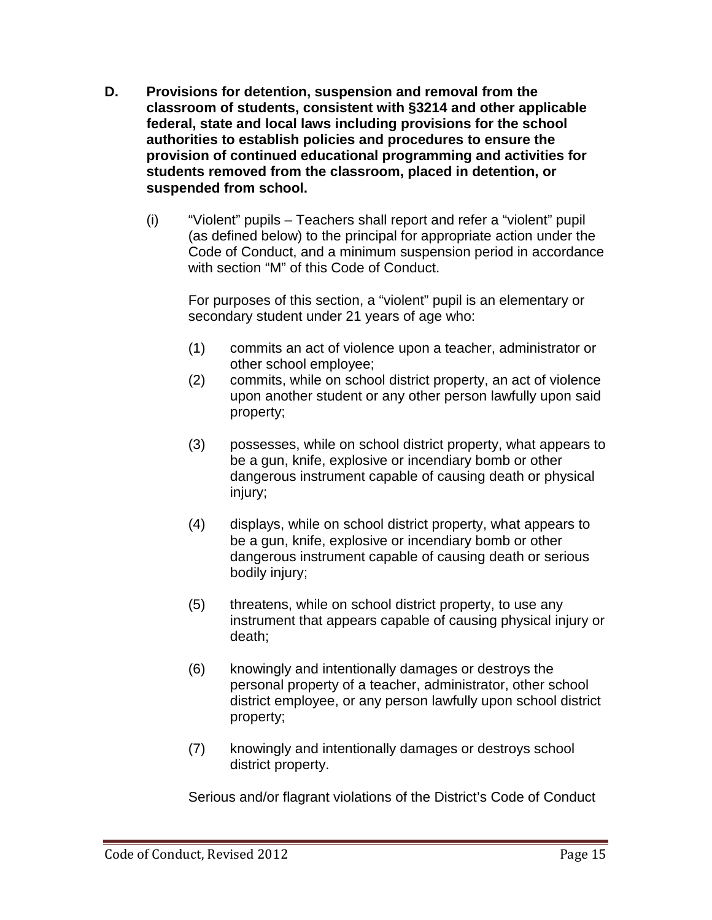**D. Provisions for detention, suspension and removal from the classroom of students, consistent with §3214 and other applicable federal, state and local laws including provisions for the school authorities to establish policies and procedures to ensure the provision of continued educational programming and activities for students removed from the classroom, placed in detention, or suspended from school.**

(i) "Violent" pupils – Teachers shall report and refer a "violent" pupil (as defined below) to the principal for appropriate action under the Code of Conduct, and a minimum suspension period in accordance with section "M" of this Code of Conduct.

For purposes of this section, a "violent" pupil is an elementary or secondary student under 21 years of age who:

(1) commits an act of violence upon a teacher, administrator or other school employee;

(2) commits, while on school district property, an act of violence upon another student or any other person lawfully upon said property;

(3) possesses, while on school district property, what appears to be a gun, knife, explosive or incendiary bomb or other dangerous instrument capable of causing death or physical injury;

(4) displays, while on school district property, what appears to be a gun, knife, explosive or incendiary bomb or other dangerous instrument capable of causing death or serious bodily injury;

(5) threatens, while on school district property, to use any instrument that appears capable of causing physical injury or death;

(6) knowingly and intentionally damages or destroys the personal property of a teacher, administrator, other school district employee, or any person lawfully upon school district property;

(7) knowingly and intentionally damages or destroys school district property.

Serious and/or flagrant violations of the District's Code of Conduct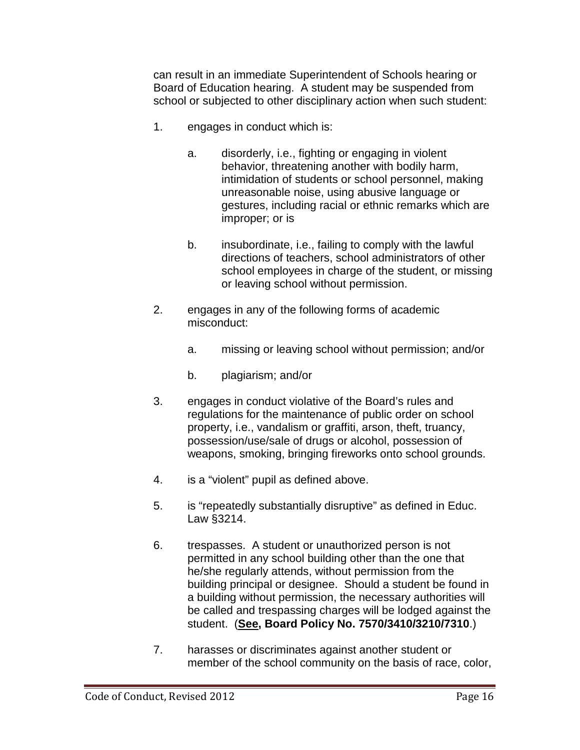can result in an immediate Superintendent of Schools hearing or Board of Education hearing. A student may be suspended from school or subjected to other disciplinary action when such student:

1. engages in conduct which is:

   a. disorderly, i.e., fighting or engaging in violent behavior, threatening another with bodily harm, intimidation of students or school personnel, making unreasonable noise, using abusive language or gestures, including racial or ethnic remarks which are improper; or is

   b. insubordinate, i.e., failing to comply with the lawful directions of teachers, school administrators of other school employees in charge of the student, or missing or leaving school without permission.

2. engages in any of the following forms of academic misconduct:

   a. missing or leaving school without permission; and/or

   b. plagiarism; and/or

3. engages in conduct violative of the Board's rules and regulations for the maintenance of public order on school property, i.e., vandalism or graffiti, arson, theft, truancy, possession/use/sale of drugs or alcohol, possession of weapons, smoking, bringing fireworks onto school grounds.

4. is a "violent" pupil as defined above.

5. is "repeatedly substantially disruptive" as defined in Educ. Law §3214.

6. trespasses. A student or unauthorized person is not permitted in any school building other than the one that he/she regularly attends, without permission from the building principal or designee. Should a student be found in a building without permission, the necessary authorities will be called and trespassing charges will be lodged against the student. (**See, Board Policy No. 7570/3410/3210/7310**.)

7. harasses or discriminates against another student or member of the school community on the basis of race, color,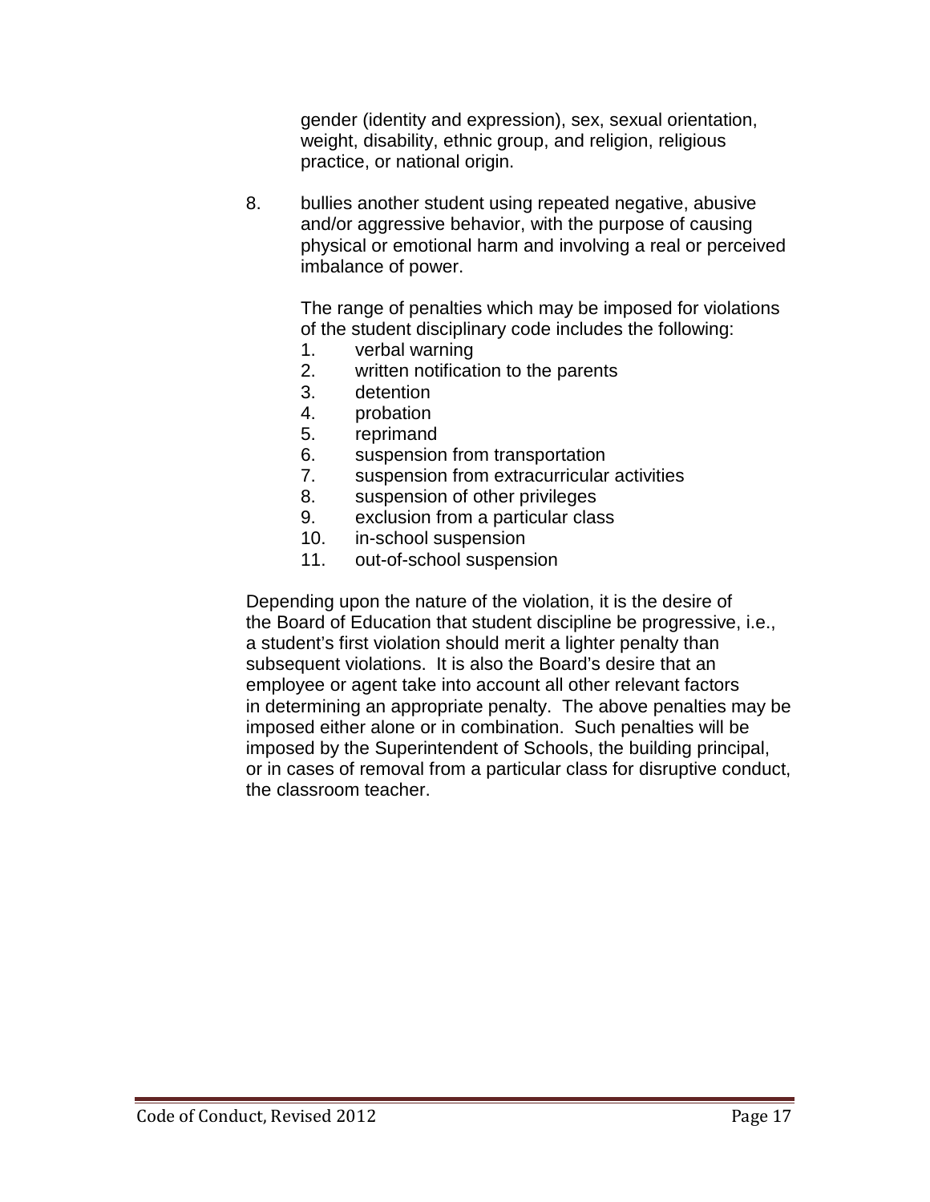gender (identity and expression), sex, sexual orientation, weight, disability, ethnic group, and religion, religious practice, or national origin.

8. bullies another student using repeated negative, abusive and/or aggressive behavior, with the purpose of causing physical or emotional harm and involving a real or perceived imbalance of power.

   The range of penalties which may be imposed for violations of the student disciplinary code includes the following:

   1. verbal warning
   2. written notification to the parents
   3. detention
   4. probation
   5. reprimand
   6. suspension from transportation
   7. suspension from extracurricular activities
   8. suspension of other privileges
   9. exclusion from a particular class
   10. in-school suspension
   11. out-of-school suspension

Depending upon the nature of the violation, it is the desire of the Board of Education that student discipline be progressive, i.e., a student's first violation should merit a lighter penalty than subsequent violations. It is also the Board's desire that an employee or agent take into account all other relevant factors in determining an appropriate penalty. The above penalties may be imposed either alone or in combination. Such penalties will be imposed by the Superintendent of Schools, the building principal, or in cases of removal from a particular class for disruptive conduct, the classroom teacher.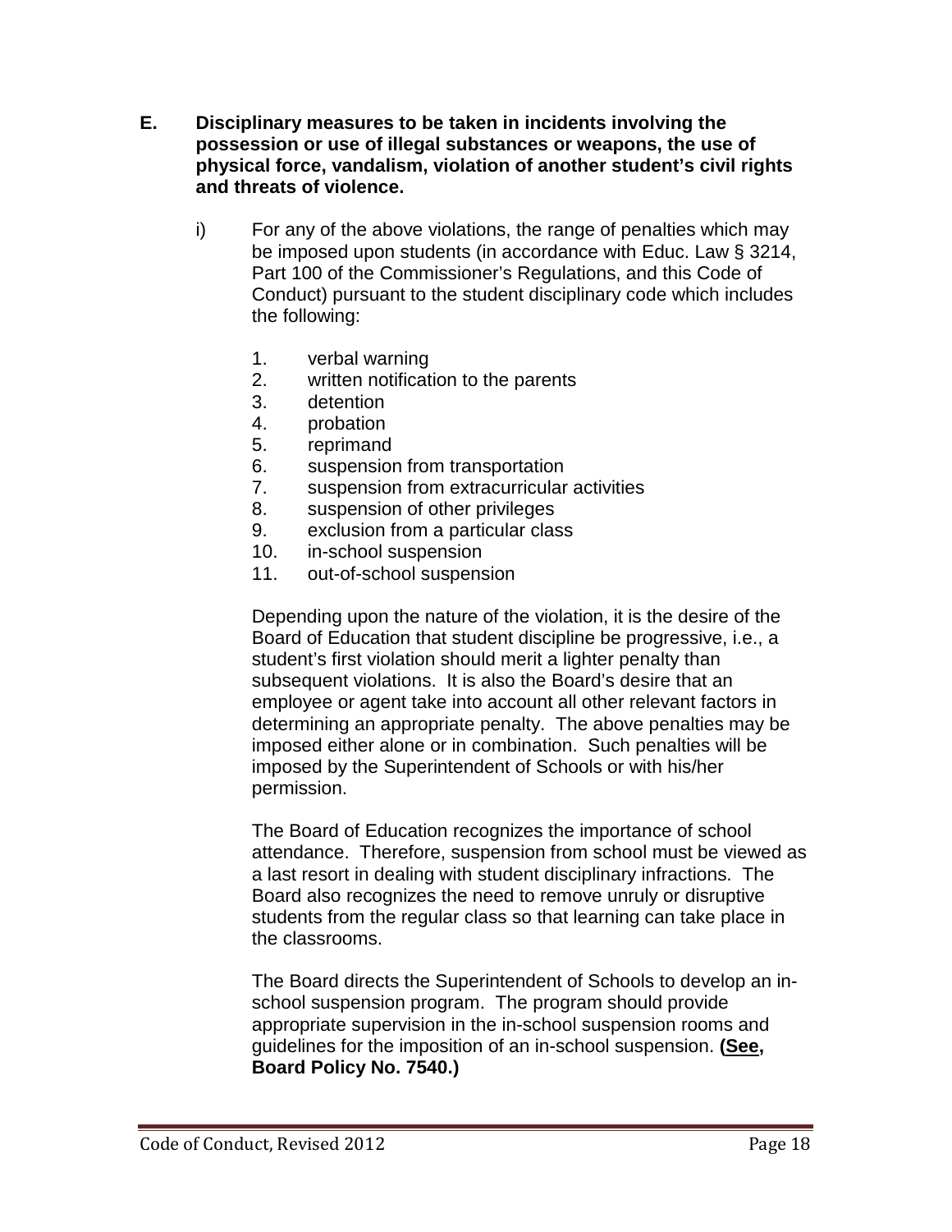**E. Disciplinary measures to be taken in incidents involving the possession or use of illegal substances or weapons, the use of physical force, vandalism, violation of another student's civil rights and threats of violence.**

i) For any of the above violations, the range of penalties which may be imposed upon students (in accordance with Educ. Law § 3214, Part 100 of the Commissioner's Regulations, and this Code of Conduct) pursuant to the student disciplinary code which includes the following:

1. verbal warning
2. written notification to the parents
3. detention
4. probation
5. reprimand
6. suspension from transportation
7. suspension from extracurricular activities
8. suspension of other privileges
9. exclusion from a particular class
10. in-school suspension
11. out-of-school suspension

Depending upon the nature of the violation, it is the desire of the Board of Education that student discipline be progressive, i.e., a student's first violation should merit a lighter penalty than subsequent violations. It is also the Board's desire that an employee or agent take into account all other relevant factors in determining an appropriate penalty. The above penalties may be imposed either alone or in combination. Such penalties will be imposed by the Superintendent of Schools or with his/her permission.

The Board of Education recognizes the importance of school attendance. Therefore, suspension from school must be viewed as a last resort in dealing with student disciplinary infractions. The Board also recognizes the need to remove unruly or disruptive students from the regular class so that learning can take place in the classrooms.

The Board directs the Superintendent of Schools to develop an in-school suspension program. The program should provide appropriate supervision in the in-school suspension rooms and guidelines for the imposition of an in-school suspension. **(See, Board Policy No. 7540.)**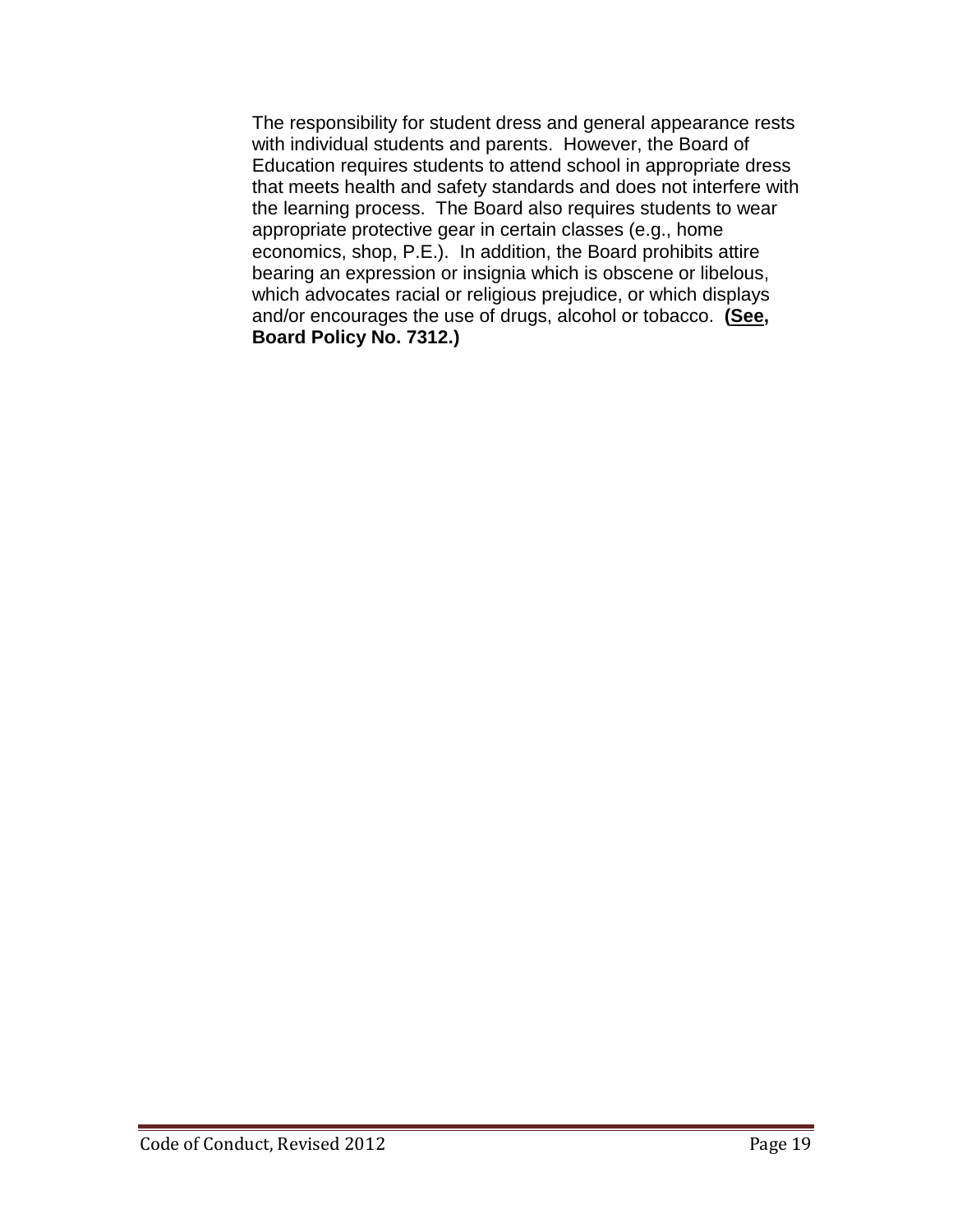The responsibility for student dress and general appearance rests with individual students and parents. However, the Board of Education requires students to attend school in appropriate dress that meets health and safety standards and does not interfere with the learning process. The Board also requires students to wear appropriate protective gear in certain classes (e.g., home economics, shop, P.E.). In addition, the Board prohibits attire bearing an expression or insignia which is obscene or libelous, which advocates racial or religious prejudice, or which displays and/or encourages the use of drugs, alcohol or tobacco. **(See, Board Policy No. 7312.)**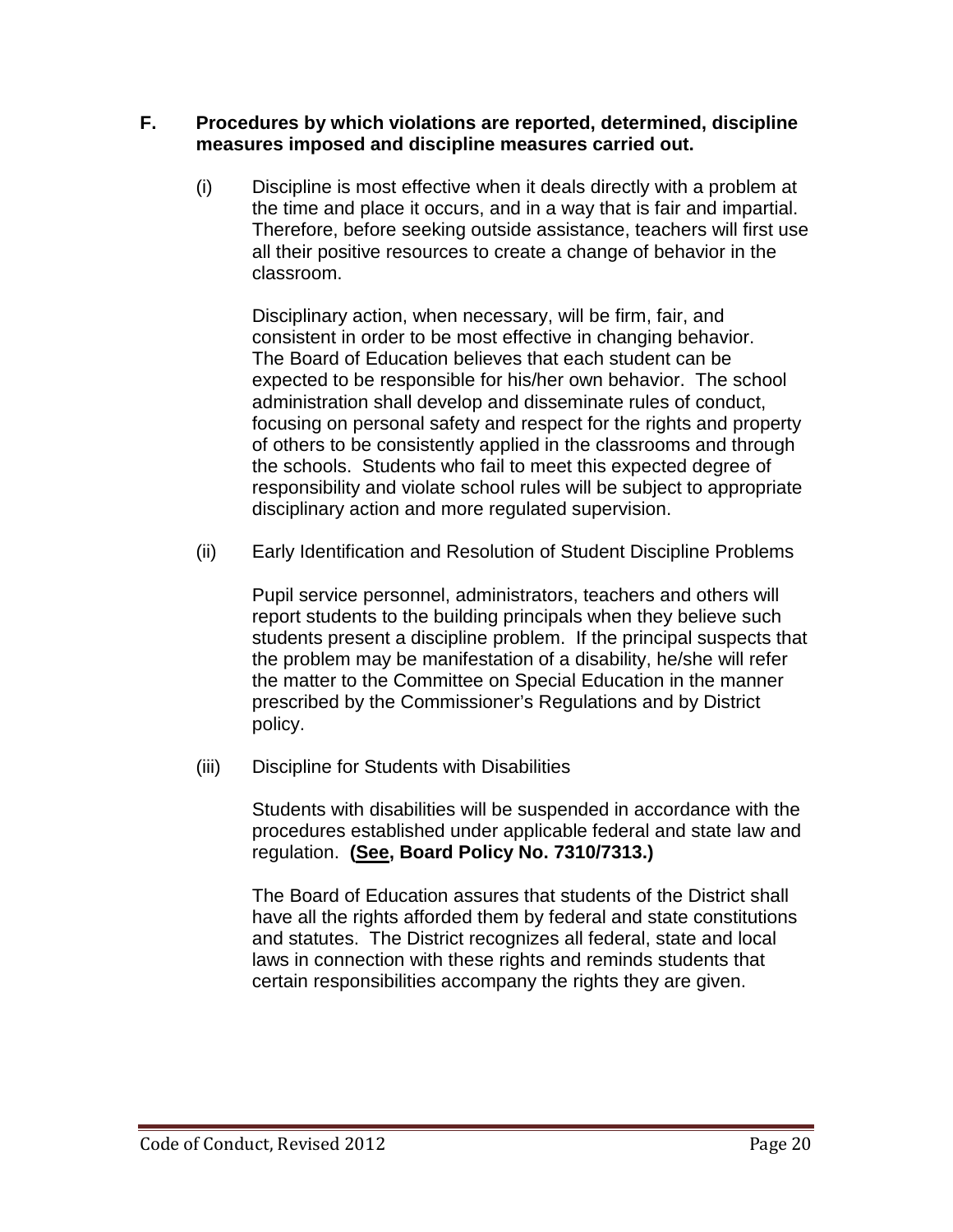**F. Procedures by which violations are reported, determined, discipline measures imposed and discipline measures carried out.**

(i) Discipline is most effective when it deals directly with a problem at the time and place it occurs, and in a way that is fair and impartial. Therefore, before seeking outside assistance, teachers will first use all their positive resources to create a change of behavior in the classroom.

Disciplinary action, when necessary, will be firm, fair, and consistent in order to be most effective in changing behavior. The Board of Education believes that each student can be expected to be responsible for his/her own behavior. The school administration shall develop and disseminate rules of conduct, focusing on personal safety and respect for the rights and property of others to be consistently applied in the classrooms and through the schools. Students who fail to meet this expected degree of responsibility and violate school rules will be subject to appropriate disciplinary action and more regulated supervision.

(ii) Early Identification and Resolution of Student Discipline Problems

Pupil service personnel, administrators, teachers and others will report students to the building principals when they believe such students present a discipline problem. If the principal suspects that the problem may be manifestation of a disability, he/she will refer the matter to the Committee on Special Education in the manner prescribed by the Commissioner's Regulations and by District policy.

(iii) Discipline for Students with Disabilities

Students with disabilities will be suspended in accordance with the procedures established under applicable federal and state law and regulation. **(<u>See</u>, Board Policy No. 7310/7313.)**

The Board of Education assures that students of the District shall have all the rights afforded them by federal and state constitutions and statutes. The District recognizes all federal, state and local laws in connection with these rights and reminds students that certain responsibilities accompany the rights they are given.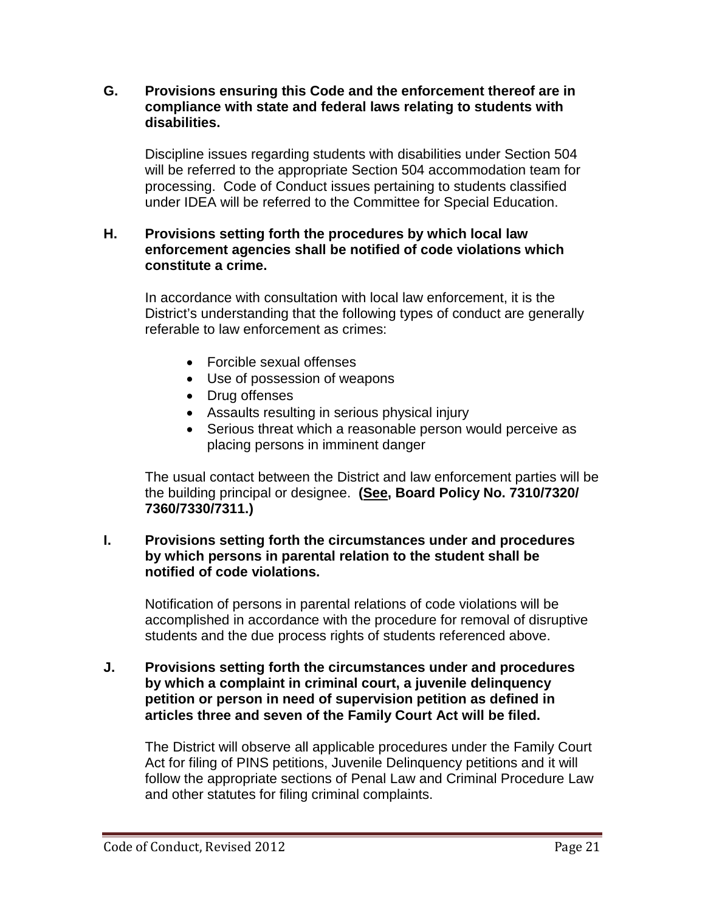**G. Provisions ensuring this Code and the enforcement thereof are in compliance with state and federal laws relating to students with disabilities.**

Discipline issues regarding students with disabilities under Section 504 will be referred to the appropriate Section 504 accommodation team for processing. Code of Conduct issues pertaining to students classified under IDEA will be referred to the Committee for Special Education.

**H. Provisions setting forth the procedures by which local law enforcement agencies shall be notified of code violations which constitute a crime.**

In accordance with consultation with local law enforcement, it is the District's understanding that the following types of conduct are generally referable to law enforcement as crimes:

- Forcible sexual offenses
- Use of possession of weapons
- Drug offenses
- Assaults resulting in serious physical injury
- Serious threat which a reasonable person would perceive as placing persons in imminent danger

The usual contact between the District and law enforcement parties will be the building principal or designee. **(<u>See</u>, Board Policy No. 7310/7320/ 7360/7330/7311.)**

**I. Provisions setting forth the circumstances under and procedures by which persons in parental relation to the student shall be notified of code violations.**

Notification of persons in parental relations of code violations will be accomplished in accordance with the procedure for removal of disruptive students and the due process rights of students referenced above.

**J. Provisions setting forth the circumstances under and procedures by which a complaint in criminal court, a juvenile delinquency petition or person in need of supervision petition as defined in articles three and seven of the Family Court Act will be filed.**

The District will observe all applicable procedures under the Family Court Act for filing of PINS petitions, Juvenile Delinquency petitions and it will follow the appropriate sections of Penal Law and Criminal Procedure Law and other statutes for filing criminal complaints.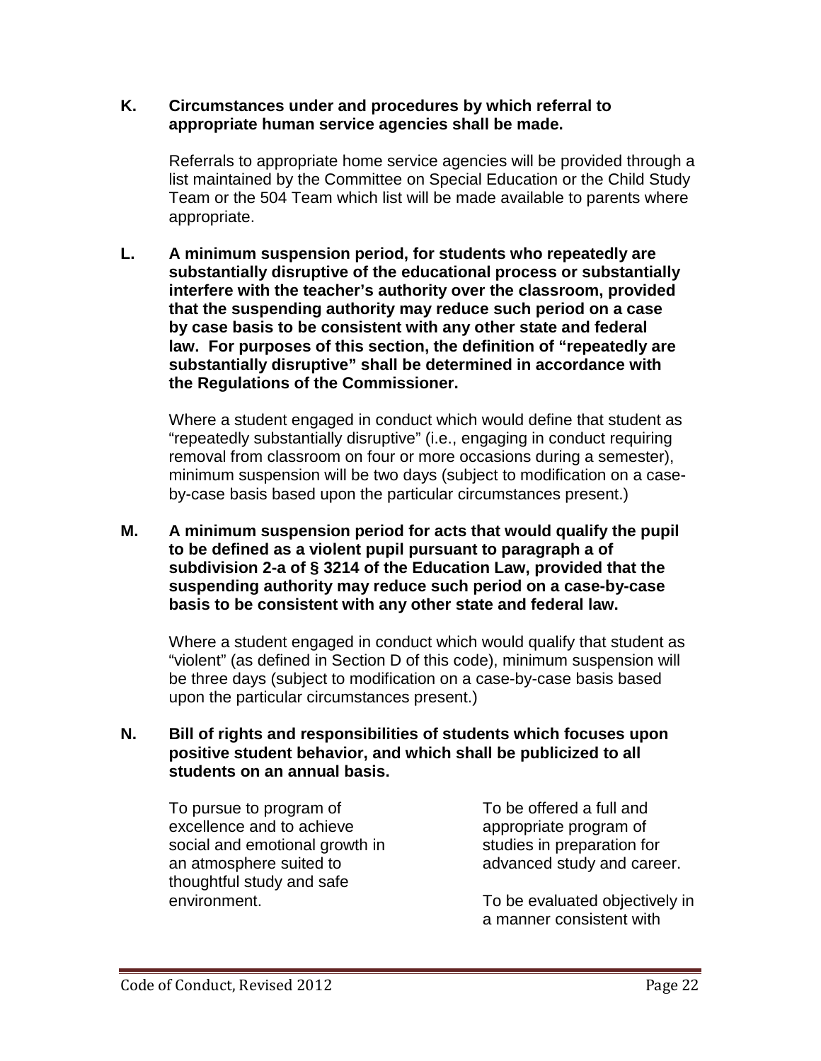**K. Circumstances under and procedures by which referral to appropriate human service agencies shall be made.**

Referrals to appropriate home service agencies will be provided through a list maintained by the Committee on Special Education or the Child Study Team or the 504 Team which list will be made available to parents where appropriate.

**L. A minimum suspension period, for students who repeatedly are substantially disruptive of the educational process or substantially interfere with the teacher's authority over the classroom, provided that the suspending authority may reduce such period on a case by case basis to be consistent with any other state and federal law. For purposes of this section, the definition of "repeatedly are substantially disruptive" shall be determined in accordance with the Regulations of the Commissioner.**

Where a student engaged in conduct which would define that student as "repeatedly substantially disruptive" (i.e., engaging in conduct requiring removal from classroom on four or more occasions during a semester), minimum suspension will be two days (subject to modification on a case-by-case basis based upon the particular circumstances present.)

**M. A minimum suspension period for acts that would qualify the pupil to be defined as a violent pupil pursuant to paragraph a of subdivision 2-a of § 3214 of the Education Law, provided that the suspending authority may reduce such period on a case-by-case basis to be consistent with any other state and federal law.**

Where a student engaged in conduct which would qualify that student as "violent" (as defined in Section D of this code), minimum suspension will be three days (subject to modification on a case-by-case basis based upon the particular circumstances present.)

**N. Bill of rights and responsibilities of students which focuses upon positive student behavior, and which shall be publicized to all students on an annual basis.**

To pursue to program of excellence and to achieve social and emotional growth in an atmosphere suited to thoughtful study and safe environment.

To be offered a full and appropriate program of studies in preparation for advanced study and career.

To be evaluated objectively in a manner consistent with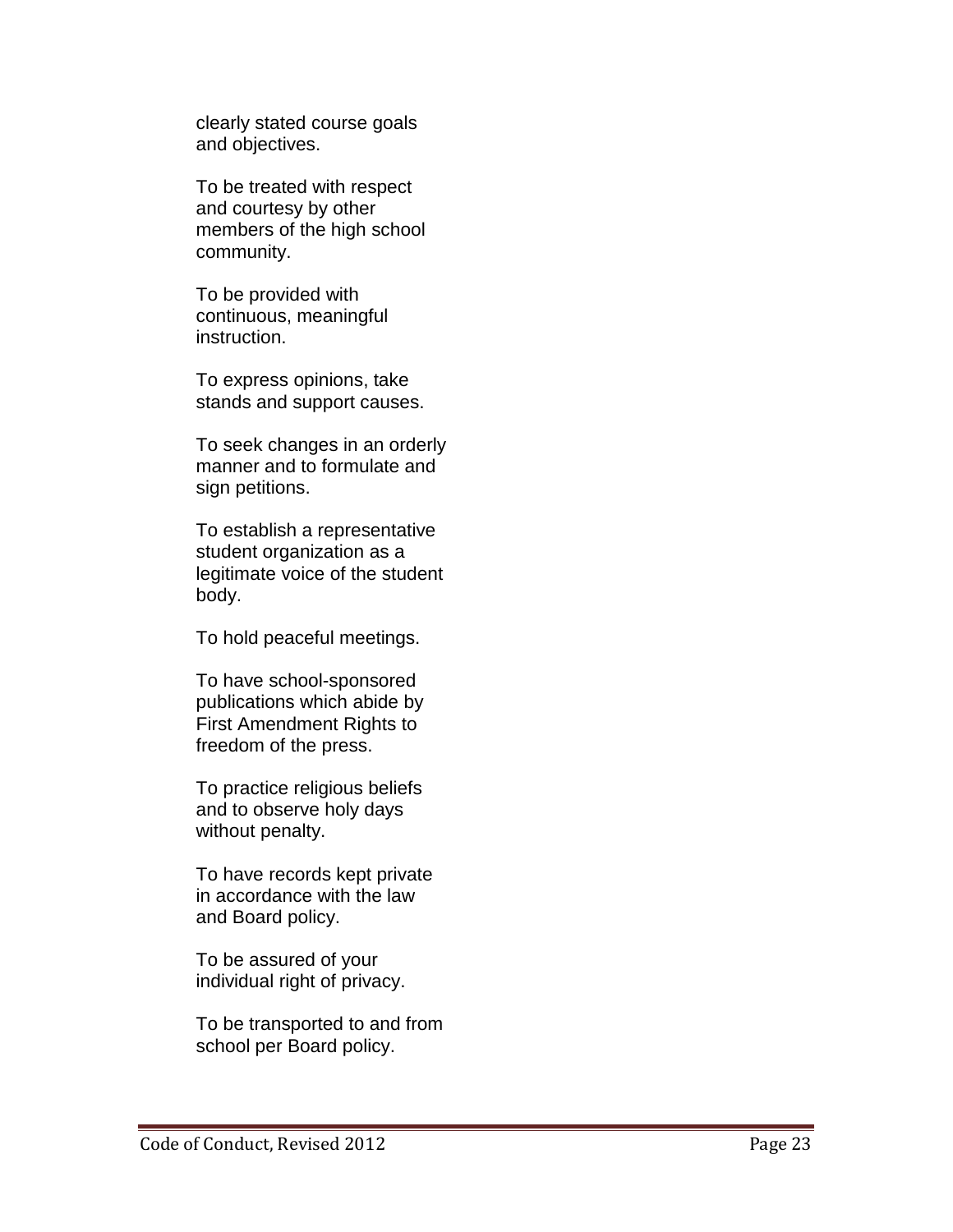clearly stated course goals and objectives.

To be treated with respect and courtesy by other members of the high school community.

To be provided with continuous, meaningful instruction.

To express opinions, take stands and support causes.

To seek changes in an orderly manner and to formulate and sign petitions.

To establish a representative student organization as a legitimate voice of the student body.

To hold peaceful meetings.

To have school-sponsored publications which abide by First Amendment Rights to freedom of the press.

To practice religious beliefs and to observe holy days without penalty.

To have records kept private in accordance with the law and Board policy.

To be assured of your individual right of privacy.

To be transported to and from school per Board policy.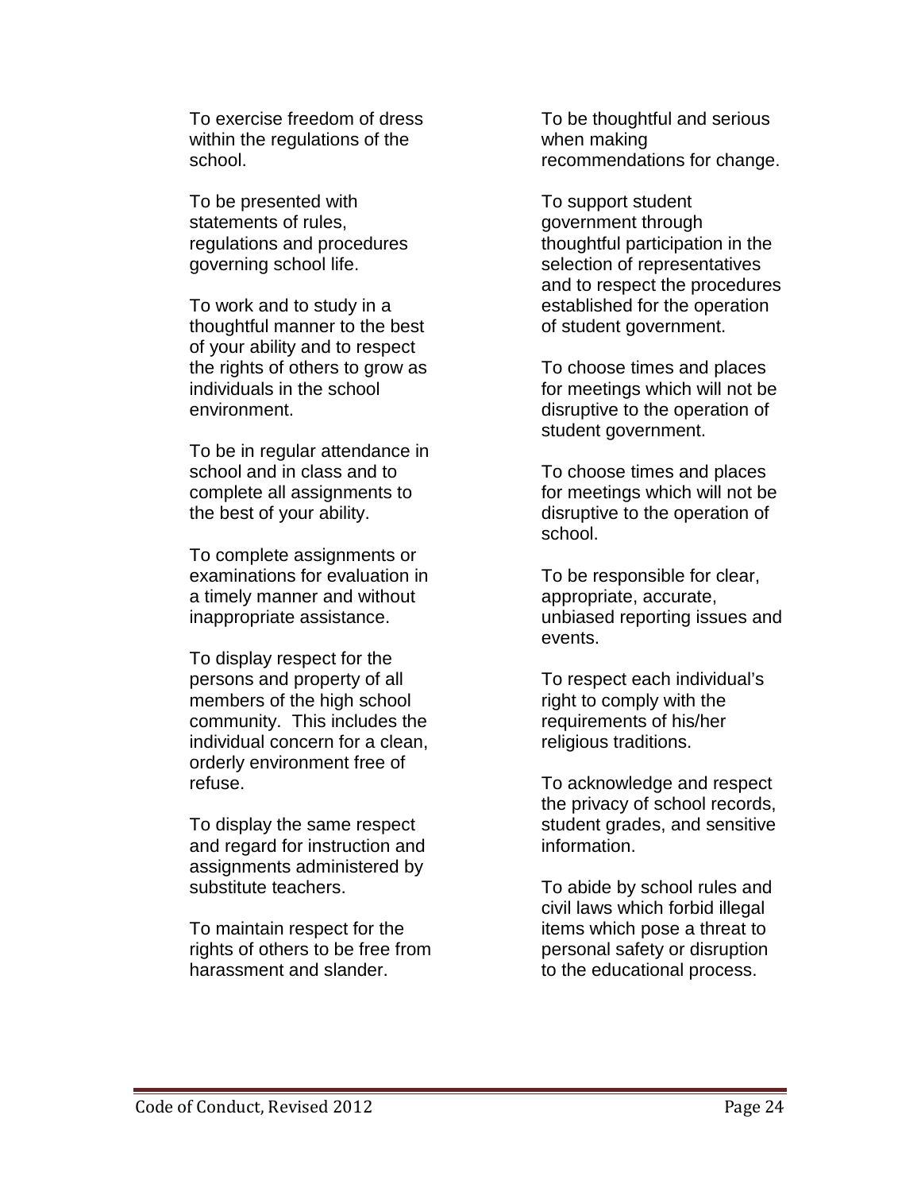To exercise freedom of dress within the regulations of the school.

To be presented with statements of rules, regulations and procedures governing school life.

To work and to study in a thoughtful manner to the best of your ability and to respect the rights of others to grow as individuals in the school environment.

To be in regular attendance in school and in class and to complete all assignments to the best of your ability.

To complete assignments or examinations for evaluation in a timely manner and without inappropriate assistance.

To display respect for the persons and property of all members of the high school community. This includes the individual concern for a clean, orderly environment free of refuse.

To display the same respect and regard for instruction and assignments administered by substitute teachers.

To maintain respect for the rights of others to be free from harassment and slander.

To be thoughtful and serious when making recommendations for change.

To support student government through thoughtful participation in the selection of representatives and to respect the procedures established for the operation of student government.

To choose times and places for meetings which will not be disruptive to the operation of student government.

To choose times and places for meetings which will not be disruptive to the operation of school.

To be responsible for clear, appropriate, accurate, unbiased reporting issues and events.

To respect each individual's right to comply with the requirements of his/her religious traditions.

To acknowledge and respect the privacy of school records, student grades, and sensitive information.

To abide by school rules and civil laws which forbid illegal items which pose a threat to personal safety or disruption to the educational process.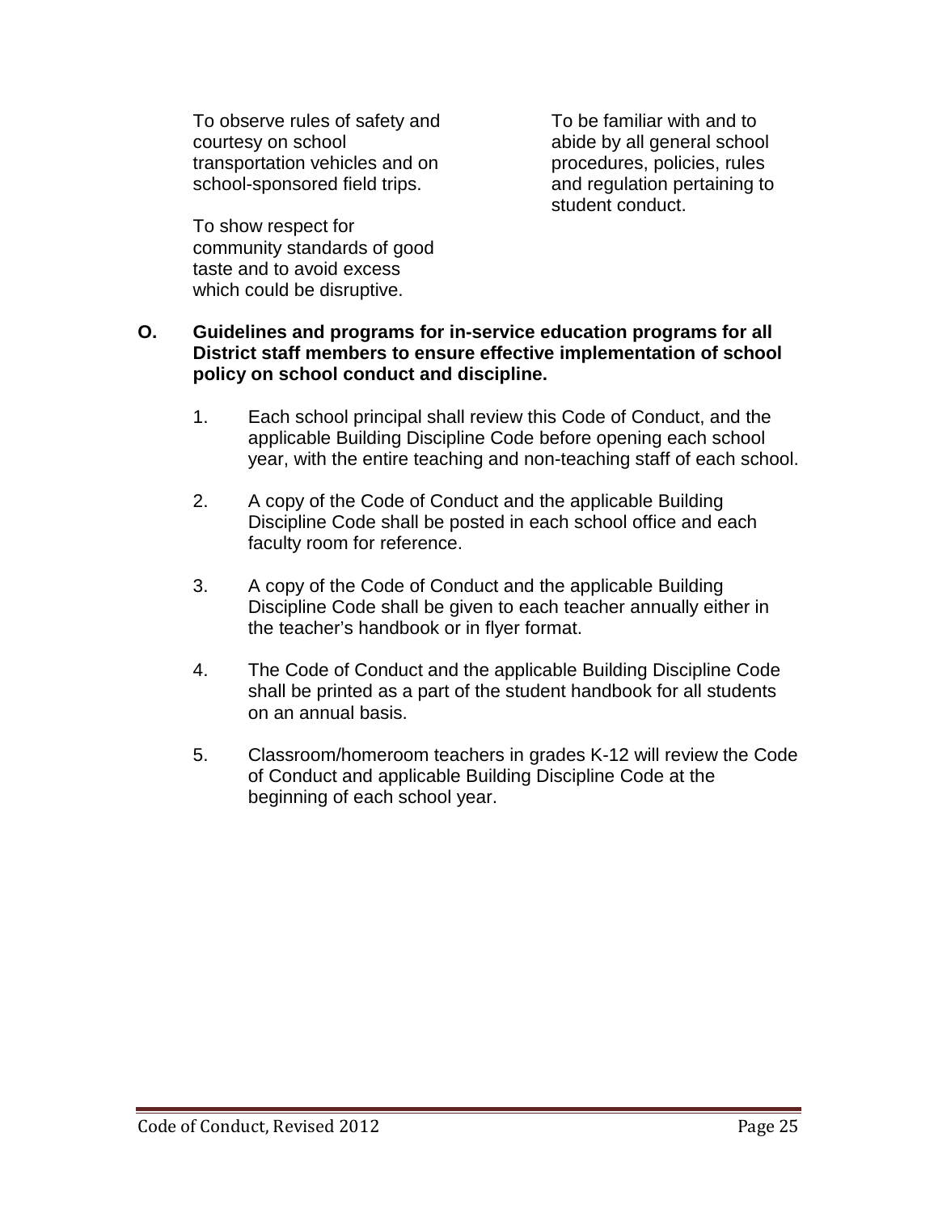To observe rules of safety and courtesy on school transportation vehicles and on school-sponsored field trips.

To show respect for community standards of good taste and to avoid excess which could be disruptive.

To be familiar with and to abide by all general school procedures, policies, rules and regulation pertaining to student conduct.

**O. Guidelines and programs for in-service education programs for all District staff members to ensure effective implementation of school policy on school conduct and discipline.**

1. Each school principal shall review this Code of Conduct, and the applicable Building Discipline Code before opening each school year, with the entire teaching and non-teaching staff of each school.

2. A copy of the Code of Conduct and the applicable Building Discipline Code shall be posted in each school office and each faculty room for reference.

3. A copy of the Code of Conduct and the applicable Building Discipline Code shall be given to each teacher annually either in the teacher's handbook or in flyer format.

4. The Code of Conduct and the applicable Building Discipline Code shall be printed as a part of the student handbook for all students on an annual basis.

5. Classroom/homeroom teachers in grades K-12 will review the Code of Conduct and applicable Building Discipline Code at the beginning of each school year.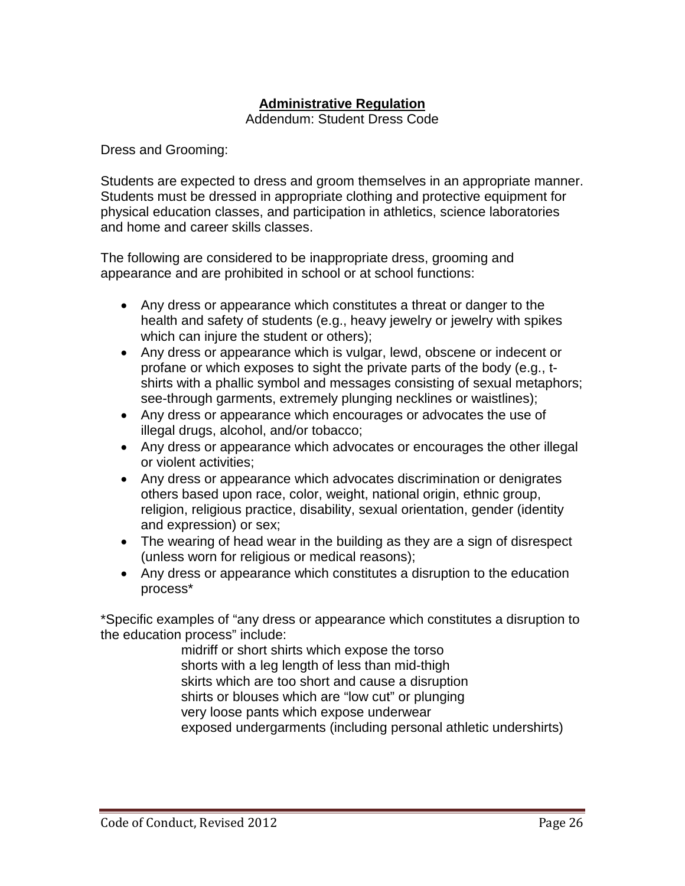## Administrative Regulation

Addendum: Student Dress Code

Dress and Grooming:

Students are expected to dress and groom themselves in an appropriate manner. Students must be dressed in appropriate clothing and protective equipment for physical education classes, and participation in athletics, science laboratories and home and career skills classes.

The following are considered to be inappropriate dress, grooming and appearance and are prohibited in school or at school functions:

- Any dress or appearance which constitutes a threat or danger to the health and safety of students (e.g., heavy jewelry or jewelry with spikes which can injure the student or others);
- Any dress or appearance which is vulgar, lewd, obscene or indecent or profane or which exposes to sight the private parts of the body (e.g., t-shirts with a phallic symbol and messages consisting of sexual metaphors; see-through garments, extremely plunging necklines or waistlines);
- Any dress or appearance which encourages or advocates the use of illegal drugs, alcohol, and/or tobacco;
- Any dress or appearance which advocates or encourages the other illegal or violent activities;
- Any dress or appearance which advocates discrimination or denigrates others based upon race, color, weight, national origin, ethnic group, religion, religious practice, disability, sexual orientation, gender (identity and expression) or sex;
- The wearing of head wear in the building as they are a sign of disrespect (unless worn for religious or medical reasons);
- Any dress or appearance which constitutes a disruption to the education process*

*Specific examples of "any dress or appearance which constitutes a disruption to the education process" include:

midriff or short shirts which expose the torso
shorts with a leg length of less than mid-thigh
skirts which are too short and cause a disruption
shirts or blouses which are "low cut" or plunging
very loose pants which expose underwear
exposed undergarments (including personal athletic undershirts)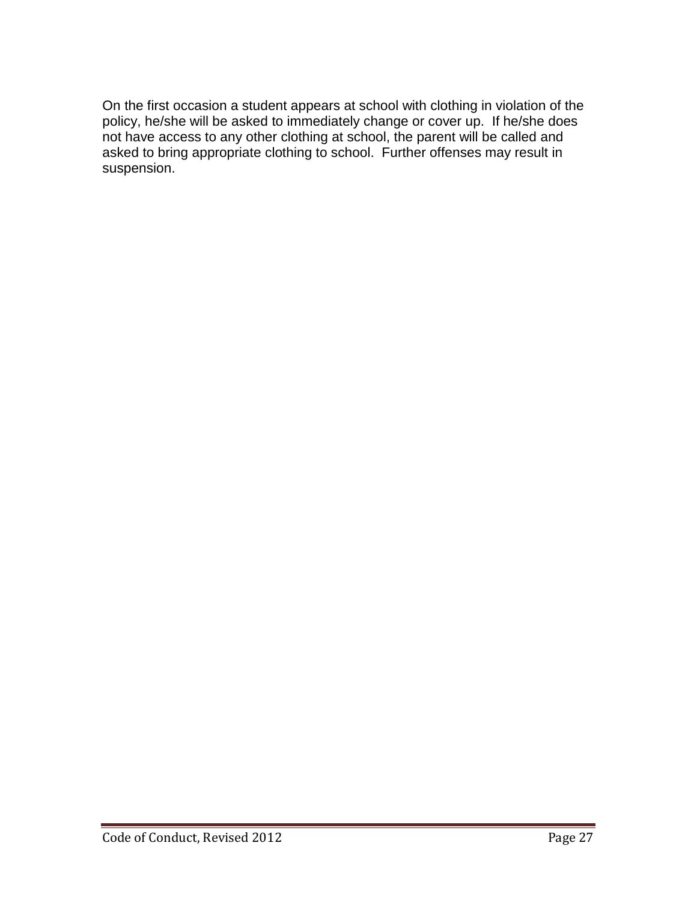On the first occasion a student appears at school with clothing in violation of the policy, he/she will be asked to immediately change or cover up. If he/she does not have access to any other clothing at school, the parent will be called and asked to bring appropriate clothing to school. Further offenses may result in suspension.